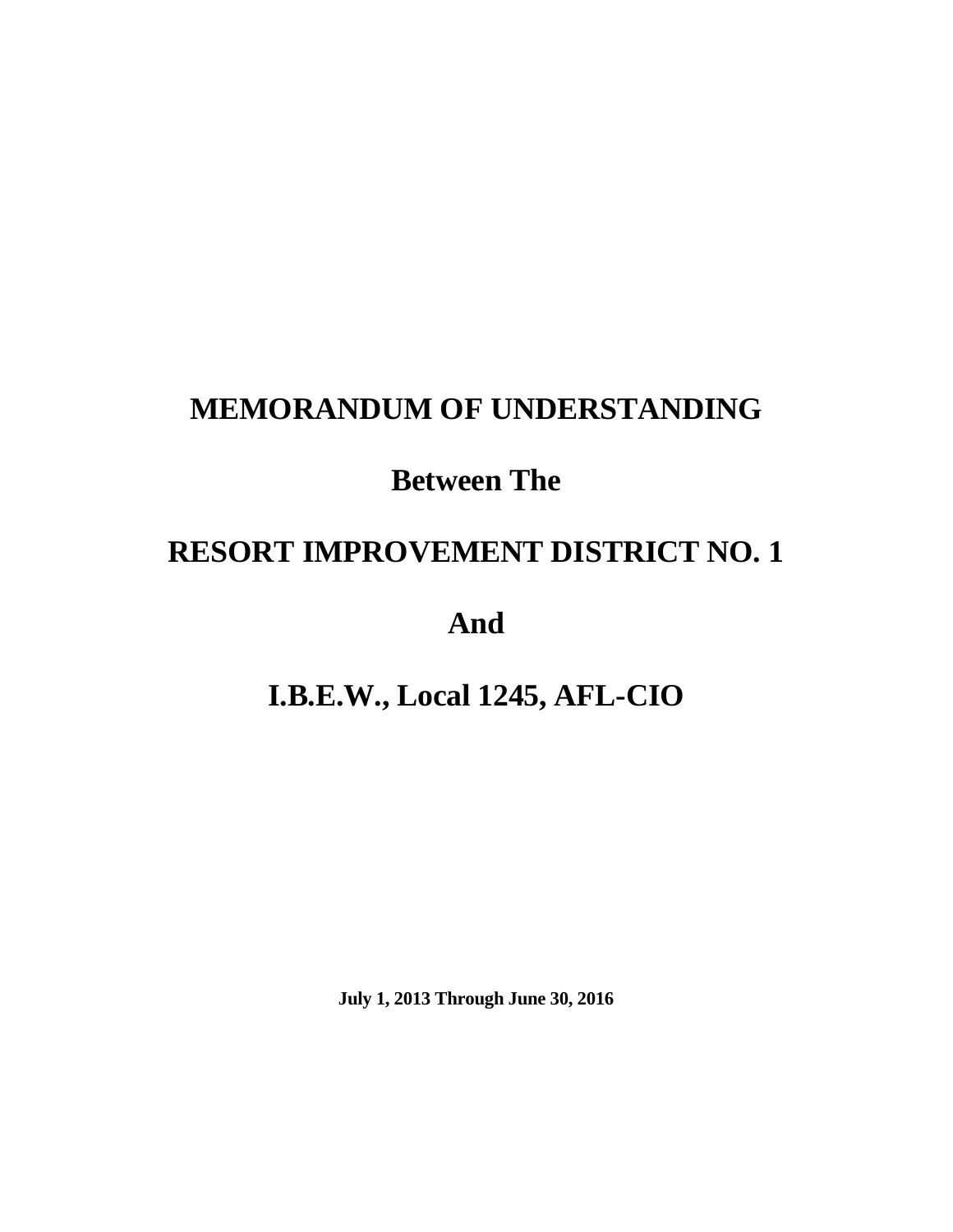# MEMORANDUM OF UNDERSTANDING

# Between The

# RESORT IMPROVEMENT DISTRICT NO. 1

# And

# I.B.E.W., Local 1245, AFL-CIO

**July 1, 2013 Through June 30, 2016**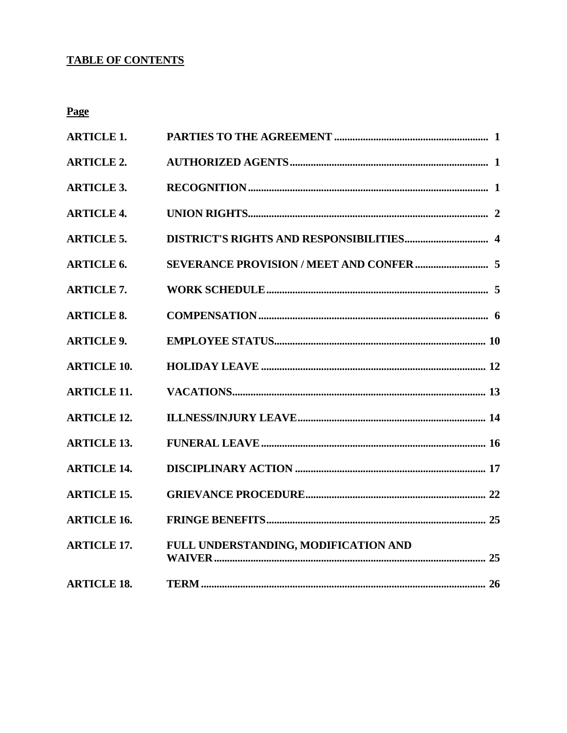**TABLE OF CONTENTS**

**Page**

| | | |
|---|---|---|
| **ARTICLE 1.** | **PARTIES TO THE AGREEMENT** | **1** |
| **ARTICLE 2.** | **AUTHORIZED AGENTS** | **1** |
| **ARTICLE 3.** | **RECOGNITION** | **1** |
| **ARTICLE 4.** | **UNION RIGHTS** | **2** |
| **ARTICLE 5.** | **DISTRICT'S RIGHTS AND RESPONSIBILITIES** | **4** |
| **ARTICLE 6.** | **SEVERANCE PROVISION / MEET AND CONFER** | **5** |
| **ARTICLE 7.** | **WORK SCHEDULE** | **5** |
| **ARTICLE 8.** | **COMPENSATION** | **6** |
| **ARTICLE 9.** | **EMPLOYEE STATUS** | **10** |
| **ARTICLE 10.** | **HOLIDAY LEAVE** | **12** |
| **ARTICLE 11.** | **VACATIONS** | **13** |
| **ARTICLE 12.** | **ILLNESS/INJURY LEAVE** | **14** |
| **ARTICLE 13.** | **FUNERAL LEAVE** | **16** |
| **ARTICLE 14.** | **DISCIPLINARY ACTION** | **17** |
| **ARTICLE 15.** | **GRIEVANCE PROCEDURE** | **22** |
| **ARTICLE 16.** | **FRINGE BENEFITS** | **25** |
| **ARTICLE 17.** | **FULL UNDERSTANDING, MODIFICATION AND WAIVER** | **25** |
| **ARTICLE 18.** | **TERM** | **26** |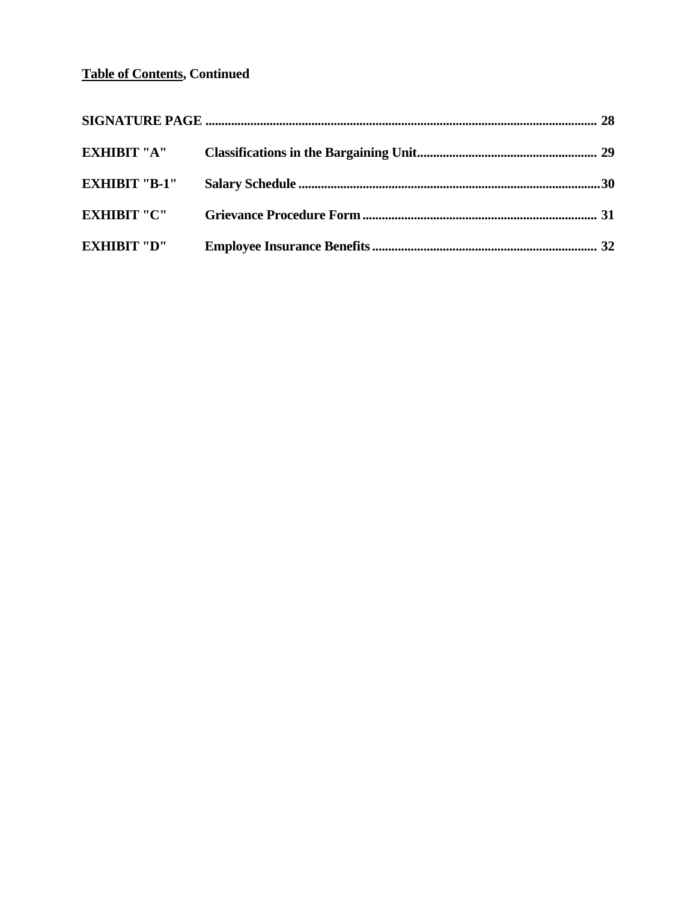**Table of Contents, Continued**

| | | |
|---|---|---|
| **SIGNATURE PAGE** | | **28** |
| **EXHIBIT "A"** | **Classifications in the Bargaining Unit** | **29** |
| **EXHIBIT "B-1"** | **Salary Schedule** | **30** |
| **EXHIBIT "C"** | **Grievance Procedure Form** | **31** |
| **EXHIBIT "D"** | **Employee Insurance Benefits** | **32** |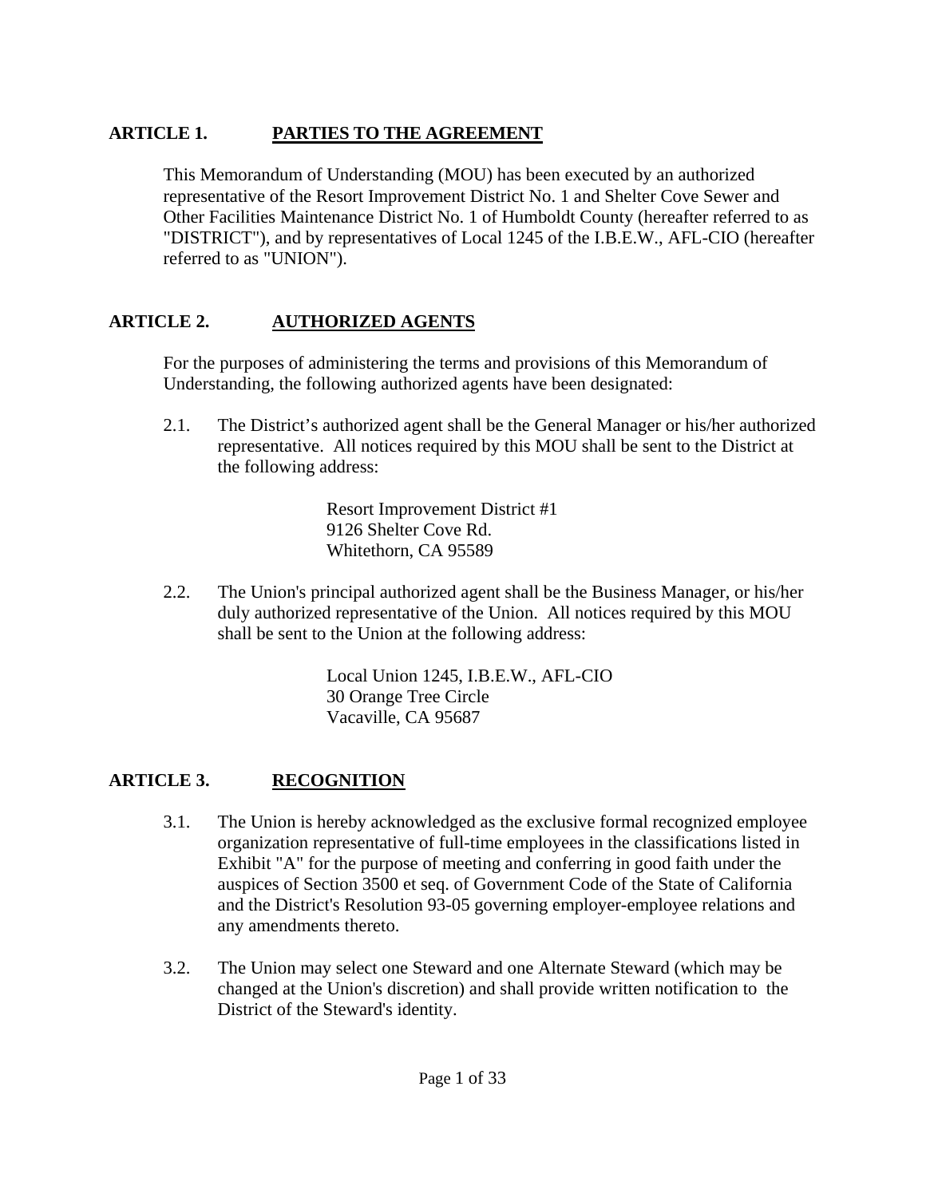## ARTICLE 1. PARTIES TO THE AGREEMENT

This Memorandum of Understanding (MOU) has been executed by an authorized representative of the Resort Improvement District No. 1 and Shelter Cove Sewer and Other Facilities Maintenance District No. 1 of Humboldt County (hereafter referred to as "DISTRICT"), and by representatives of Local 1245 of the I.B.E.W., AFL-CIO (hereafter referred to as "UNION").

## ARTICLE 2. AUTHORIZED AGENTS

For the purposes of administering the terms and provisions of this Memorandum of Understanding, the following authorized agents have been designated:

2.1. The District's authorized agent shall be the General Manager or his/her authorized representative. All notices required by this MOU shall be sent to the District at the following address:

> Resort Improvement District #1
> 9126 Shelter Cove Rd.
> Whitethorn, CA 95589

2.2. The Union's principal authorized agent shall be the Business Manager, or his/her duly authorized representative of the Union. All notices required by this MOU shall be sent to the Union at the following address:

> Local Union 1245, I.B.E.W., AFL-CIO
> 30 Orange Tree Circle
> Vacaville, CA 95687

## ARTICLE 3. RECOGNITION

3.1. The Union is hereby acknowledged as the exclusive formal recognized employee organization representative of full-time employees in the classifications listed in Exhibit "A" for the purpose of meeting and conferring in good faith under the auspices of Section 3500 et seq. of Government Code of the State of California and the District's Resolution 93-05 governing employer-employee relations and any amendments thereto.

3.2. The Union may select one Steward and one Alternate Steward (which may be changed at the Union's discretion) and shall provide written notification to the District of the Steward's identity.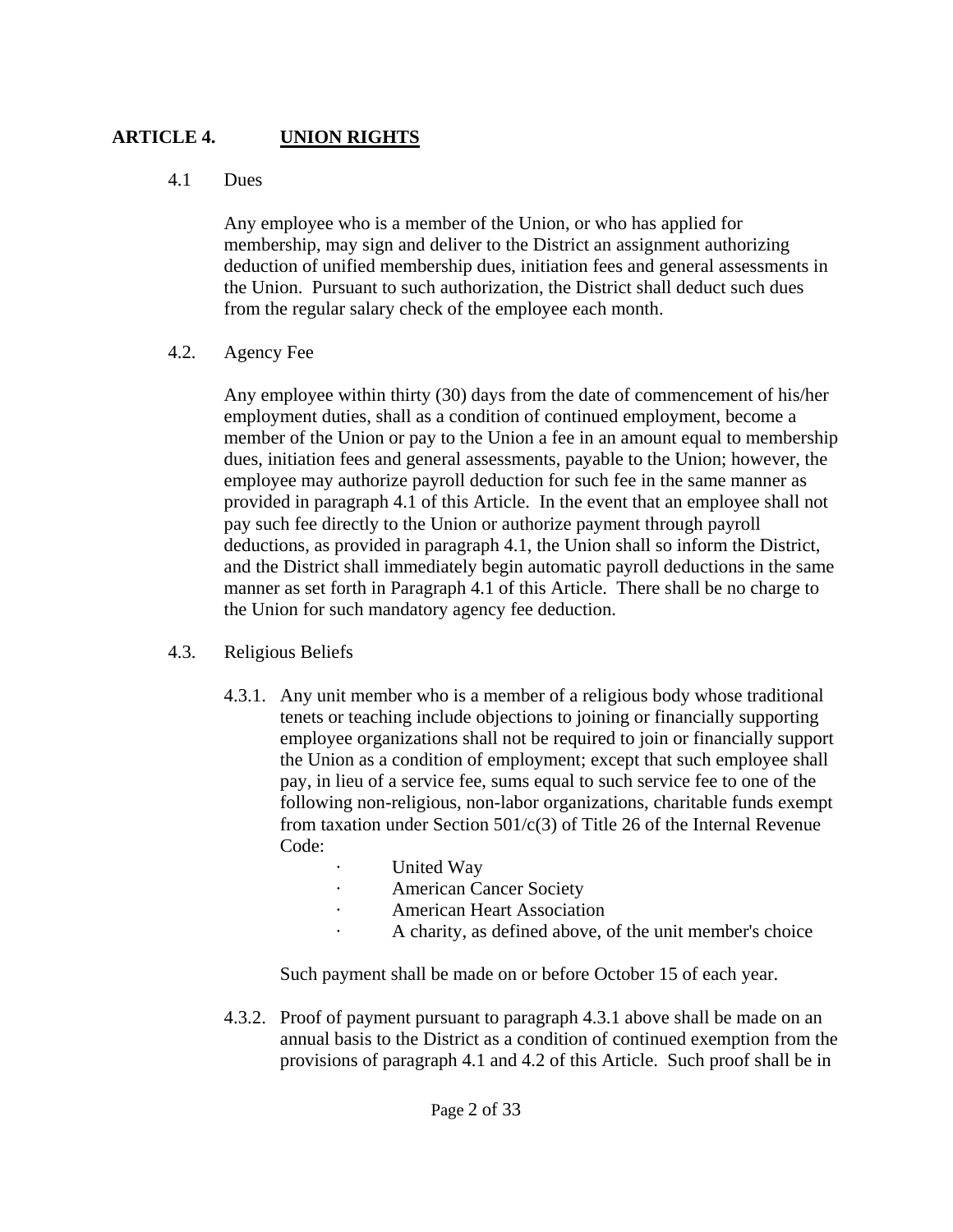## ARTICLE 4. UNION RIGHTS

4.1 Dues

Any employee who is a member of the Union, or who has applied for membership, may sign and deliver to the District an assignment authorizing deduction of unified membership dues, initiation fees and general assessments in the Union. Pursuant to such authorization, the District shall deduct such dues from the regular salary check of the employee each month.

4.2. Agency Fee

Any employee within thirty (30) days from the date of commencement of his/her employment duties, shall as a condition of continued employment, become a member of the Union or pay to the Union a fee in an amount equal to membership dues, initiation fees and general assessments, payable to the Union; however, the employee may authorize payroll deduction for such fee in the same manner as provided in paragraph 4.1 of this Article. In the event that an employee shall not pay such fee directly to the Union or authorize payment through payroll deductions, as provided in paragraph 4.1, the Union shall so inform the District, and the District shall immediately begin automatic payroll deductions in the same manner as set forth in Paragraph 4.1 of this Article. There shall be no charge to the Union for such mandatory agency fee deduction.

4.3. Religious Beliefs

4.3.1. Any unit member who is a member of a religious body whose traditional tenets or teaching include objections to joining or financially supporting employee organizations shall not be required to join or financially support the Union as a condition of employment; except that such employee shall pay, in lieu of a service fee, sums equal to such service fee to one of the following non-religious, non-labor organizations, charitable funds exempt from taxation under Section 501/c(3) of Title 26 of the Internal Revenue Code:

- United Way
- American Cancer Society
- American Heart Association
- A charity, as defined above, of the unit member's choice

Such payment shall be made on or before October 15 of each year.

4.3.2. Proof of payment pursuant to paragraph 4.3.1 above shall be made on an annual basis to the District as a condition of continued exemption from the provisions of paragraph 4.1 and 4.2 of this Article. Such proof shall be in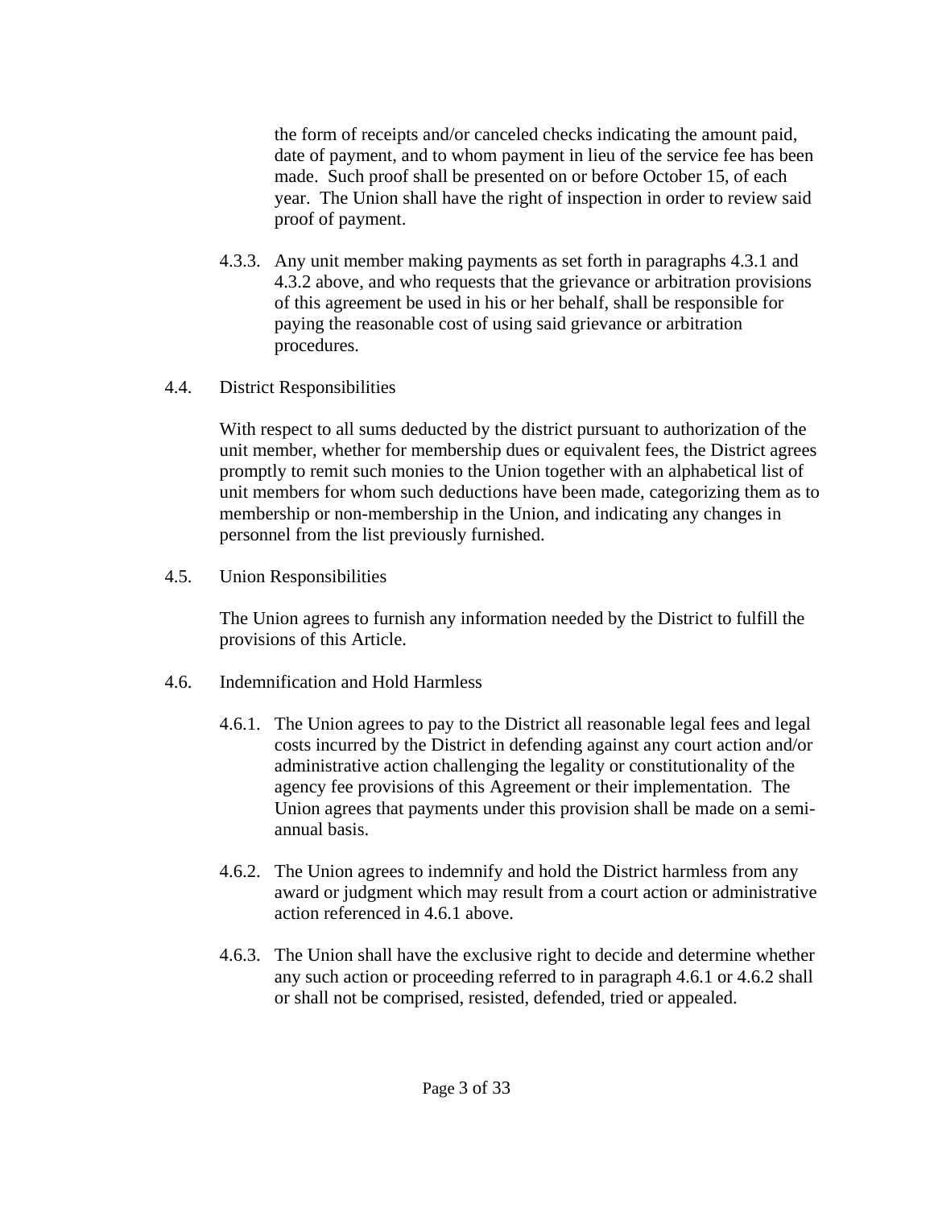the form of receipts and/or canceled checks indicating the amount paid, date of payment, and to whom payment in lieu of the service fee has been made. Such proof shall be presented on or before October 15, of each year. The Union shall have the right of inspection in order to review said proof of payment.

4.3.3. Any unit member making payments as set forth in paragraphs 4.3.1 and 4.3.2 above, and who requests that the grievance or arbitration provisions of this agreement be used in his or her behalf, shall be responsible for paying the reasonable cost of using said grievance or arbitration procedures.

4.4. District Responsibilities

With respect to all sums deducted by the district pursuant to authorization of the unit member, whether for membership dues or equivalent fees, the District agrees promptly to remit such monies to the Union together with an alphabetical list of unit members for whom such deductions have been made, categorizing them as to membership or non-membership in the Union, and indicating any changes in personnel from the list previously furnished.

4.5. Union Responsibilities

The Union agrees to furnish any information needed by the District to fulfill the provisions of this Article.

4.6. Indemnification and Hold Harmless

4.6.1. The Union agrees to pay to the District all reasonable legal fees and legal costs incurred by the District in defending against any court action and/or administrative action challenging the legality or constitutionality of the agency fee provisions of this Agreement or their implementation. The Union agrees that payments under this provision shall be made on a semi-annual basis.

4.6.2. The Union agrees to indemnify and hold the District harmless from any award or judgment which may result from a court action or administrative action referenced in 4.6.1 above.

4.6.3. The Union shall have the exclusive right to decide and determine whether any such action or proceeding referred to in paragraph 4.6.1 or 4.6.2 shall or shall not be comprised, resisted, defended, tried or appealed.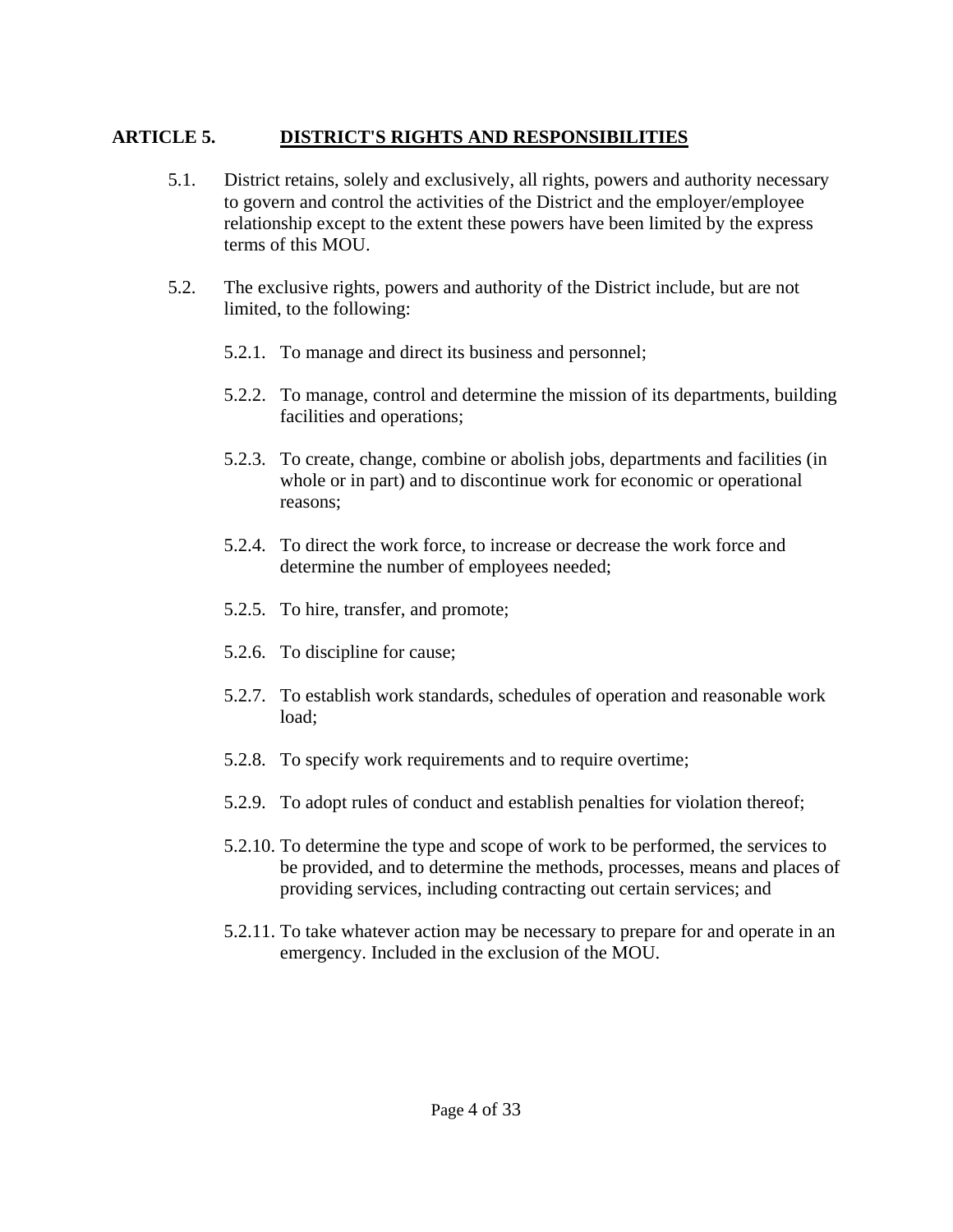## ARTICLE 5. DISTRICT'S RIGHTS AND RESPONSIBILITIES

5.1. District retains, solely and exclusively, all rights, powers and authority necessary to govern and control the activities of the District and the employer/employee relationship except to the extent these powers have been limited by the express terms of this MOU.

5.2. The exclusive rights, powers and authority of the District include, but are not limited, to the following:

- 5.2.1. To manage and direct its business and personnel;
- 5.2.2. To manage, control and determine the mission of its departments, building facilities and operations;
- 5.2.3. To create, change, combine or abolish jobs, departments and facilities (in whole or in part) and to discontinue work for economic or operational reasons;
- 5.2.4. To direct the work force, to increase or decrease the work force and determine the number of employees needed;
- 5.2.5. To hire, transfer, and promote;
- 5.2.6. To discipline for cause;
- 5.2.7. To establish work standards, schedules of operation and reasonable work load;
- 5.2.8. To specify work requirements and to require overtime;
- 5.2.9. To adopt rules of conduct and establish penalties for violation thereof;
- 5.2.10. To determine the type and scope of work to be performed, the services to be provided, and to determine the methods, processes, means and places of providing services, including contracting out certain services; and
- 5.2.11. To take whatever action may be necessary to prepare for and operate in an emergency. Included in the exclusion of the MOU.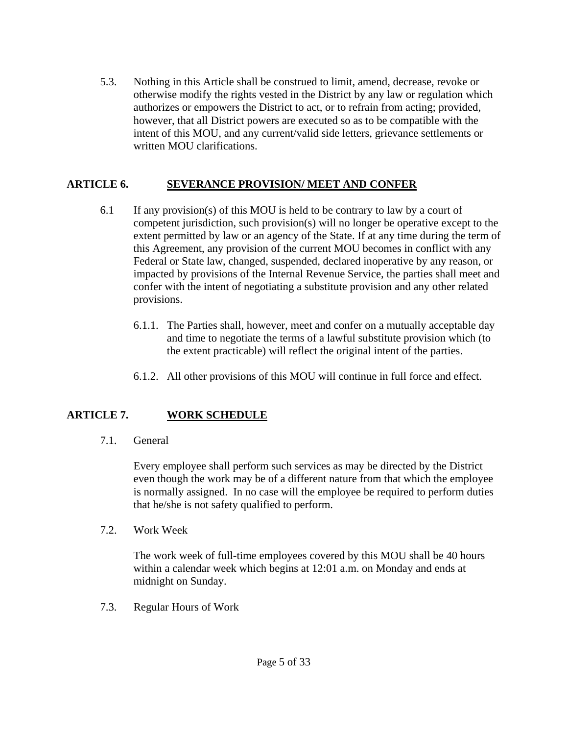5.3. Nothing in this Article shall be construed to limit, amend, decrease, revoke or otherwise modify the rights vested in the District by any law or regulation which authorizes or empowers the District to act, or to refrain from acting; provided, however, that all District powers are executed so as to be compatible with the intent of this MOU, and any current/valid side letters, grievance settlements or written MOU clarifications.

## ARTICLE 6. SEVERANCE PROVISION/ MEET AND CONFER

6.1 If any provision(s) of this MOU is held to be contrary to law by a court of competent jurisdiction, such provision(s) will no longer be operative except to the extent permitted by law or an agency of the State. If at any time during the term of this Agreement, any provision of the current MOU becomes in conflict with any Federal or State law, changed, suspended, declared inoperative by any reason, or impacted by provisions of the Internal Revenue Service, the parties shall meet and confer with the intent of negotiating a substitute provision and any other related provisions.

6.1.1. The Parties shall, however, meet and confer on a mutually acceptable day and time to negotiate the terms of a lawful substitute provision which (to the extent practicable) will reflect the original intent of the parties.

6.1.2. All other provisions of this MOU will continue in full force and effect.

## ARTICLE 7. WORK SCHEDULE

7.1. General

Every employee shall perform such services as may be directed by the District even though the work may be of a different nature from that which the employee is normally assigned. In no case will the employee be required to perform duties that he/she is not safety qualified to perform.

7.2. Work Week

The work week of full-time employees covered by this MOU shall be 40 hours within a calendar week which begins at 12:01 a.m. on Monday and ends at midnight on Sunday.

7.3. Regular Hours of Work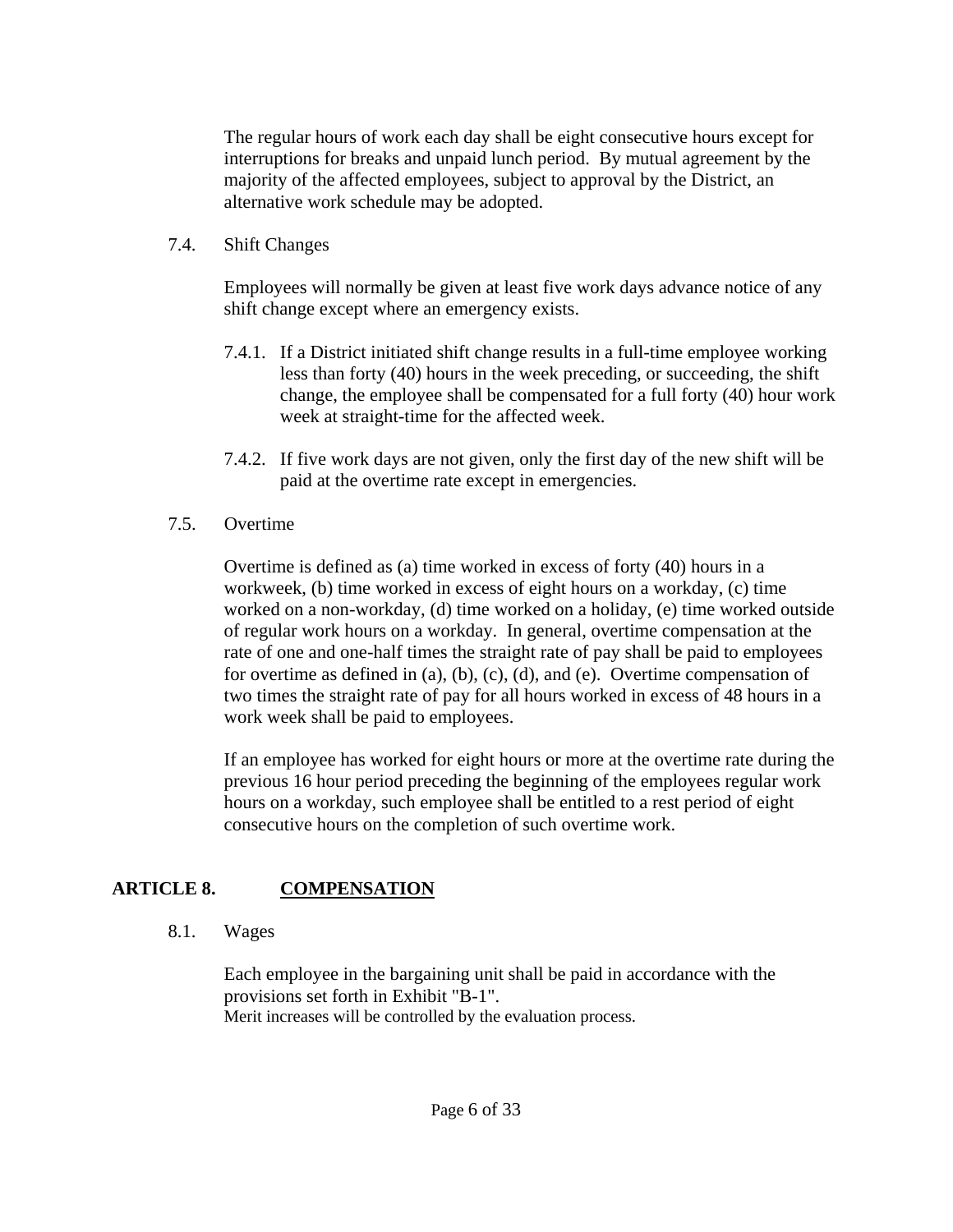The regular hours of work each day shall be eight consecutive hours except for interruptions for breaks and unpaid lunch period. By mutual agreement by the majority of the affected employees, subject to approval by the District, an alternative work schedule may be adopted.

7.4. Shift Changes

Employees will normally be given at least five work days advance notice of any shift change except where an emergency exists.

7.4.1. If a District initiated shift change results in a full-time employee working less than forty (40) hours in the week preceding, or succeeding, the shift change, the employee shall be compensated for a full forty (40) hour work week at straight-time for the affected week.

7.4.2. If five work days are not given, only the first day of the new shift will be paid at the overtime rate except in emergencies.

7.5. Overtime

Overtime is defined as (a) time worked in excess of forty (40) hours in a workweek, (b) time worked in excess of eight hours on a workday, (c) time worked on a non-workday, (d) time worked on a holiday, (e) time worked outside of regular work hours on a workday. In general, overtime compensation at the rate of one and one-half times the straight rate of pay shall be paid to employees for overtime as defined in (a), (b), (c), (d), and (e). Overtime compensation of two times the straight rate of pay for all hours worked in excess of 48 hours in a work week shall be paid to employees.

If an employee has worked for eight hours or more at the overtime rate during the previous 16 hour period preceding the beginning of the employees regular work hours on a workday, such employee shall be entitled to a rest period of eight consecutive hours on the completion of such overtime work.

## ARTICLE 8. <u>COMPENSATION</u>

8.1. Wages

Each employee in the bargaining unit shall be paid in accordance with the provisions set forth in Exhibit "B-1".
Merit increases will be controlled by the evaluation process.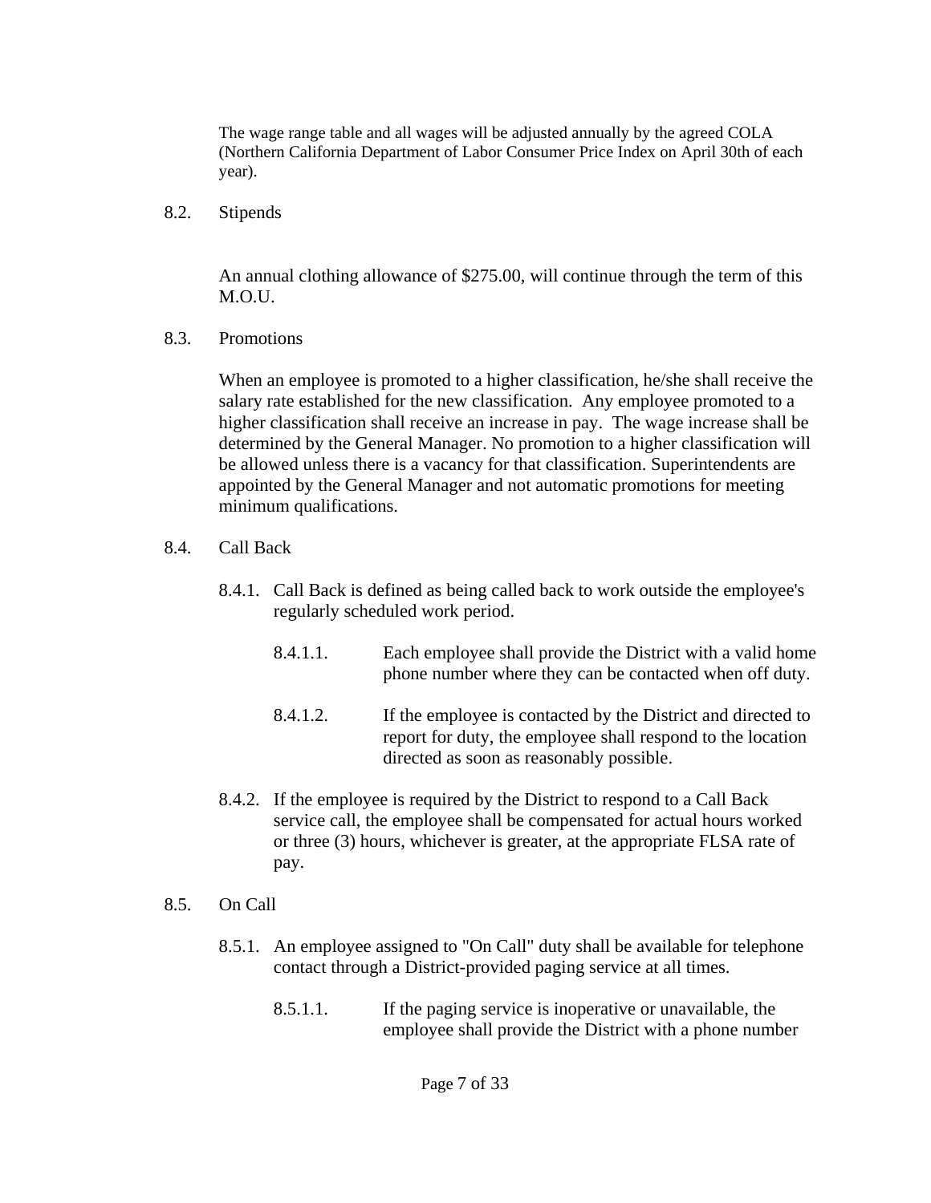The wage range table and all wages will be adjusted annually by the agreed COLA (Northern California Department of Labor Consumer Price Index on April 30th of each year).

8.2. Stipends

An annual clothing allowance of $275.00, will continue through the term of this M.O.U.

8.3. Promotions

When an employee is promoted to a higher classification, he/she shall receive the salary rate established for the new classification. Any employee promoted to a higher classification shall receive an increase in pay. The wage increase shall be determined by the General Manager. No promotion to a higher classification will be allowed unless there is a vacancy for that classification. Superintendents are appointed by the General Manager and not automatic promotions for meeting minimum qualifications.

8.4. Call Back

8.4.1. Call Back is defined as being called back to work outside the employee's regularly scheduled work period.

8.4.1.1. Each employee shall provide the District with a valid home phone number where they can be contacted when off duty.

8.4.1.2. If the employee is contacted by the District and directed to report for duty, the employee shall respond to the location directed as soon as reasonably possible.

8.4.2. If the employee is required by the District to respond to a Call Back service call, the employee shall be compensated for actual hours worked or three (3) hours, whichever is greater, at the appropriate FLSA rate of pay.

8.5. On Call

8.5.1. An employee assigned to "On Call" duty shall be available for telephone contact through a District-provided paging service at all times.

8.5.1.1. If the paging service is inoperative or unavailable, the employee shall provide the District with a phone number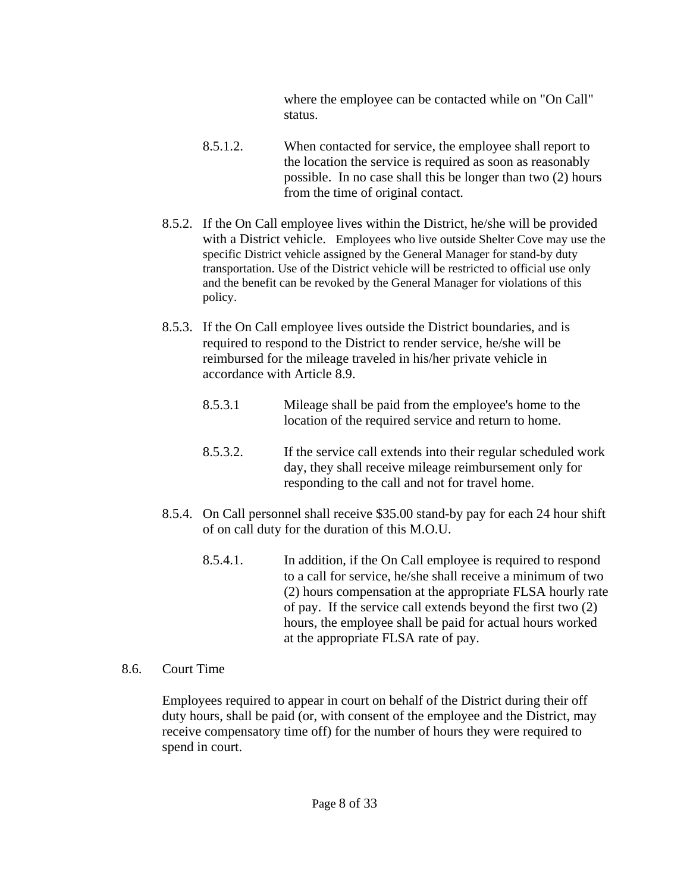where the employee can be contacted while on "On Call" status.

8.5.1.2. When contacted for service, the employee shall report to the location the service is required as soon as reasonably possible. In no case shall this be longer than two (2) hours from the time of original contact.

8.5.2. If the On Call employee lives within the District, he/she will be provided with a District vehicle. Employees who live outside Shelter Cove may use the specific District vehicle assigned by the General Manager for stand-by duty transportation. Use of the District vehicle will be restricted to official use only and the benefit can be revoked by the General Manager for violations of this policy.

8.5.3. If the On Call employee lives outside the District boundaries, and is required to respond to the District to render service, he/she will be reimbursed for the mileage traveled in his/her private vehicle in accordance with Article 8.9.

8.5.3.1 Mileage shall be paid from the employee's home to the location of the required service and return to home.

8.5.3.2. If the service call extends into their regular scheduled work day, they shall receive mileage reimbursement only for responding to the call and not for travel home.

8.5.4. On Call personnel shall receive $35.00 stand-by pay for each 24 hour shift of on call duty for the duration of this M.O.U.

8.5.4.1. In addition, if the On Call employee is required to respond to a call for service, he/she shall receive a minimum of two (2) hours compensation at the appropriate FLSA hourly rate of pay. If the service call extends beyond the first two (2) hours, the employee shall be paid for actual hours worked at the appropriate FLSA rate of pay.

8.6. Court Time

Employees required to appear in court on behalf of the District during their off duty hours, shall be paid (or, with consent of the employee and the District, may receive compensatory time off) for the number of hours they were required to spend in court.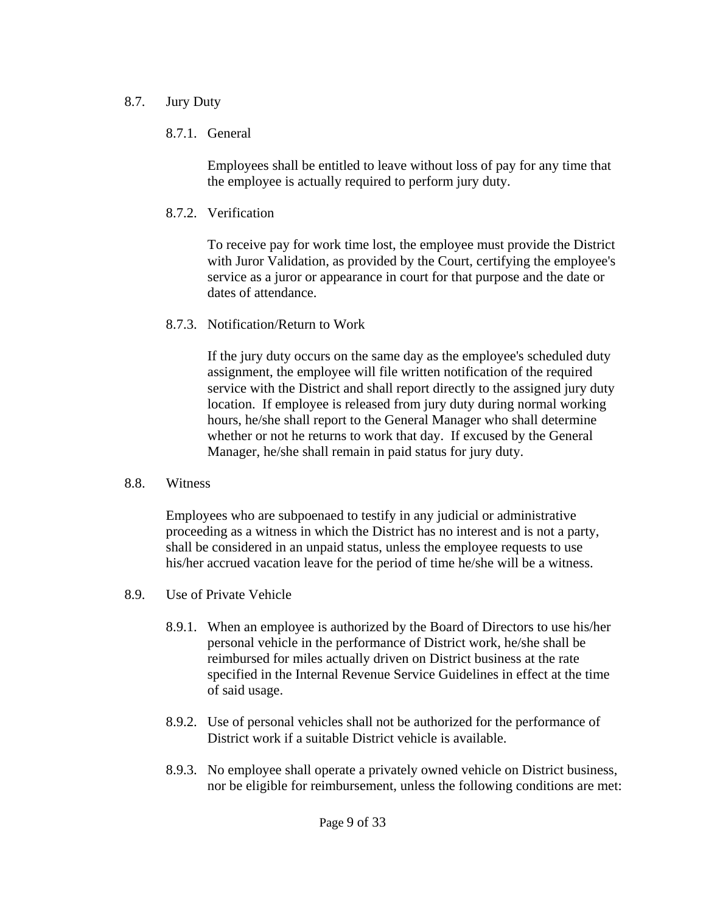## 8.7. Jury Duty

### 8.7.1. General

Employees shall be entitled to leave without loss of pay for any time that the employee is actually required to perform jury duty.

### 8.7.2. Verification

To receive pay for work time lost, the employee must provide the District with Juror Validation, as provided by the Court, certifying the employee's service as a juror or appearance in court for that purpose and the date or dates of attendance.

### 8.7.3. Notification/Return to Work

If the jury duty occurs on the same day as the employee's scheduled duty assignment, the employee will file written notification of the required service with the District and shall report directly to the assigned jury duty location. If employee is released from jury duty during normal working hours, he/she shall report to the General Manager who shall determine whether or not he returns to work that day. If excused by the General Manager, he/she shall remain in paid status for jury duty.

## 8.8. Witness

Employees who are subpoenaed to testify in any judicial or administrative proceeding as a witness in which the District has no interest and is not a party, shall be considered in an unpaid status, unless the employee requests to use his/her accrued vacation leave for the period of time he/she will be a witness.

## 8.9. Use of Private Vehicle

8.9.1. When an employee is authorized by the Board of Directors to use his/her personal vehicle in the performance of District work, he/she shall be reimbursed for miles actually driven on District business at the rate specified in the Internal Revenue Service Guidelines in effect at the time of said usage.

8.9.2. Use of personal vehicles shall not be authorized for the performance of District work if a suitable District vehicle is available.

8.9.3. No employee shall operate a privately owned vehicle on District business, nor be eligible for reimbursement, unless the following conditions are met: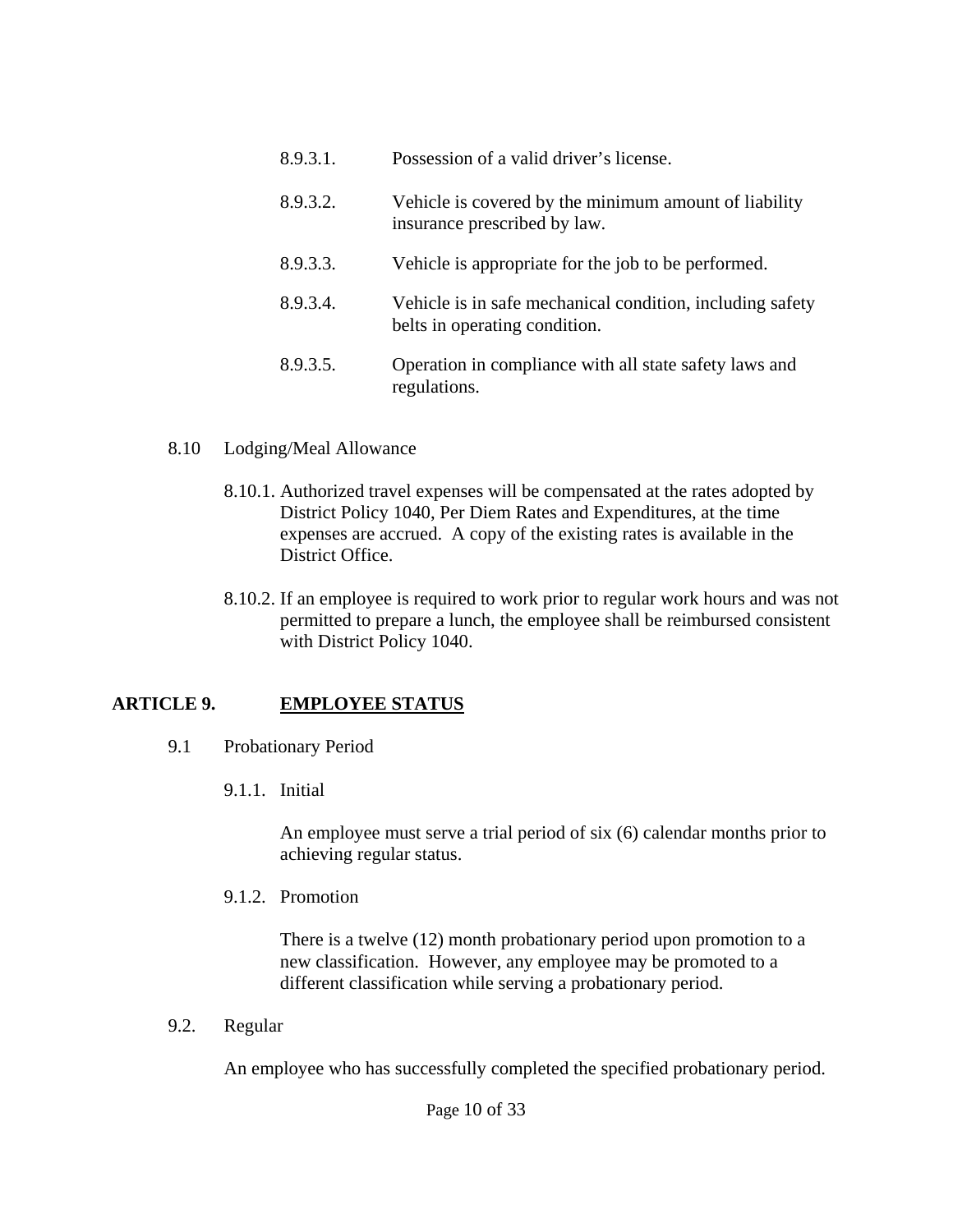8.9.3.1. Possession of a valid driver's license.

8.9.3.2. Vehicle is covered by the minimum amount of liability insurance prescribed by law.

8.9.3.3. Vehicle is appropriate for the job to be performed.

8.9.3.4. Vehicle is in safe mechanical condition, including safety belts in operating condition.

8.9.3.5. Operation in compliance with all state safety laws and regulations.

8.10 Lodging/Meal Allowance

8.10.1. Authorized travel expenses will be compensated at the rates adopted by District Policy 1040, Per Diem Rates and Expenditures, at the time expenses are accrued. A copy of the existing rates is available in the District Office.

8.10.2. If an employee is required to work prior to regular work hours and was not permitted to prepare a lunch, the employee shall be reimbursed consistent with District Policy 1040.

## ARTICLE 9. EMPLOYEE STATUS

9.1 Probationary Period

9.1.1. Initial

An employee must serve a trial period of six (6) calendar months prior to achieving regular status.

9.1.2. Promotion

There is a twelve (12) month probationary period upon promotion to a new classification. However, any employee may be promoted to a different classification while serving a probationary period.

9.2. Regular

An employee who has successfully completed the specified probationary period.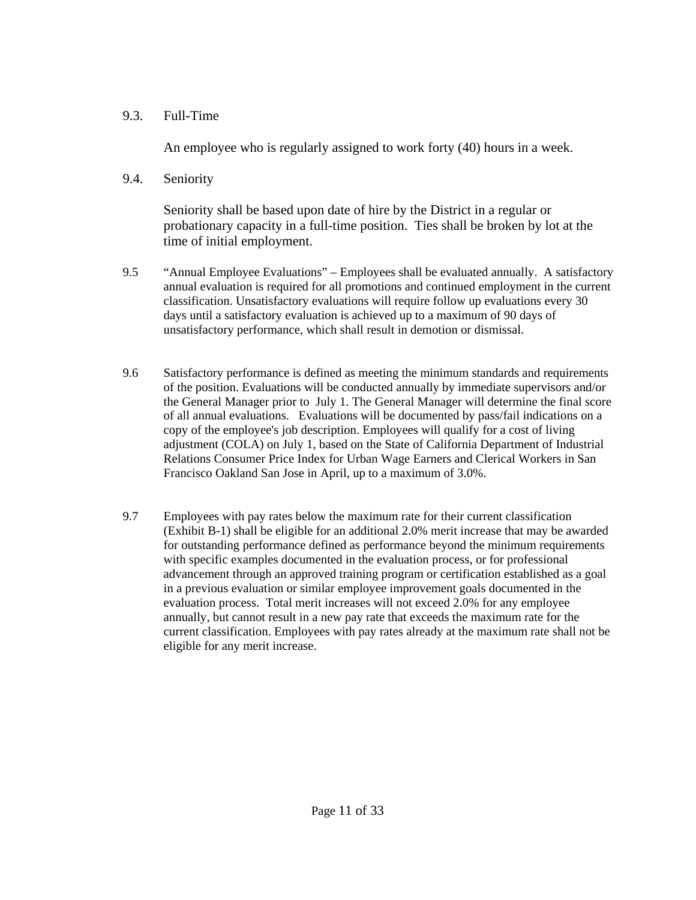9.3. Full-Time

An employee who is regularly assigned to work forty (40) hours in a week.

9.4. Seniority

Seniority shall be based upon date of hire by the District in a regular or probationary capacity in a full-time position. Ties shall be broken by lot at the time of initial employment.

9.5 "Annual Employee Evaluations" – Employees shall be evaluated annually. A satisfactory annual evaluation is required for all promotions and continued employment in the current classification. Unsatisfactory evaluations will require follow up evaluations every 30 days until a satisfactory evaluation is achieved up to a maximum of 90 days of unsatisfactory performance, which shall result in demotion or dismissal.

9.6 Satisfactory performance is defined as meeting the minimum standards and requirements of the position. Evaluations will be conducted annually by immediate supervisors and/or the General Manager prior to July 1. The General Manager will determine the final score of all annual evaluations. Evaluations will be documented by pass/fail indications on a copy of the employee's job description. Employees will qualify for a cost of living adjustment (COLA) on July 1, based on the State of California Department of Industrial Relations Consumer Price Index for Urban Wage Earners and Clerical Workers in San Francisco Oakland San Jose in April, up to a maximum of 3.0%.

9.7 Employees with pay rates below the maximum rate for their current classification (Exhibit B-1) shall be eligible for an additional 2.0% merit increase that may be awarded for outstanding performance defined as performance beyond the minimum requirements with specific examples documented in the evaluation process, or for professional advancement through an approved training program or certification established as a goal in a previous evaluation or similar employee improvement goals documented in the evaluation process. Total merit increases will not exceed 2.0% for any employee annually, but cannot result in a new pay rate that exceeds the maximum rate for the current classification. Employees with pay rates already at the maximum rate shall not be eligible for any merit increase.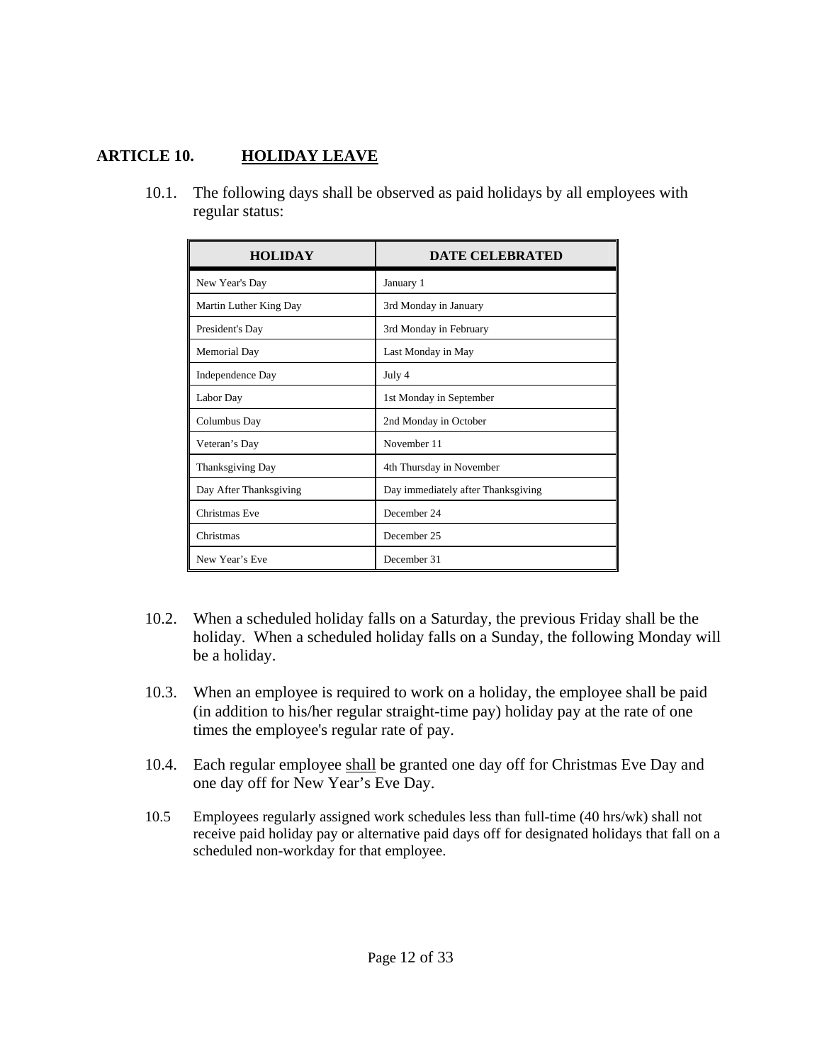## ARTICLE 10. <u>HOLIDAY LEAVE</u>

10.1. The following days shall be observed as paid holidays by all employees with regular status:

| HOLIDAY | DATE CELEBRATED |
|---|---|
| New Year's Day | January 1 |
| Martin Luther King Day | 3rd Monday in January |
| President's Day | 3rd Monday in February |
| Memorial Day | Last Monday in May |
| Independence Day | July 4 |
| Labor Day | 1st Monday in September |
| Columbus Day | 2nd Monday in October |
| Veteran’s Day | November 11 |
| Thanksgiving Day | 4th Thursday in November |
| Day After Thanksgiving | Day immediately after Thanksgiving |
| Christmas Eve | December 24 |
| Christmas | December 25 |
| New Year’s Eve | December 31 |

10.2. When a scheduled holiday falls on a Saturday, the previous Friday shall be the holiday. When a scheduled holiday falls on a Sunday, the following Monday will be a holiday.

10.3. When an employee is required to work on a holiday, the employee shall be paid (in addition to his/her regular straight-time pay) holiday pay at the rate of one times the employee's regular rate of pay.

10.4. Each regular employee <u>shall</u> be granted one day off for Christmas Eve Day and one day off for New Year’s Eve Day.

10.5 Employees regularly assigned work schedules less than full-time (40 hrs/wk) shall not receive paid holiday pay or alternative paid days off for designated holidays that fall on a scheduled non-workday for that employee.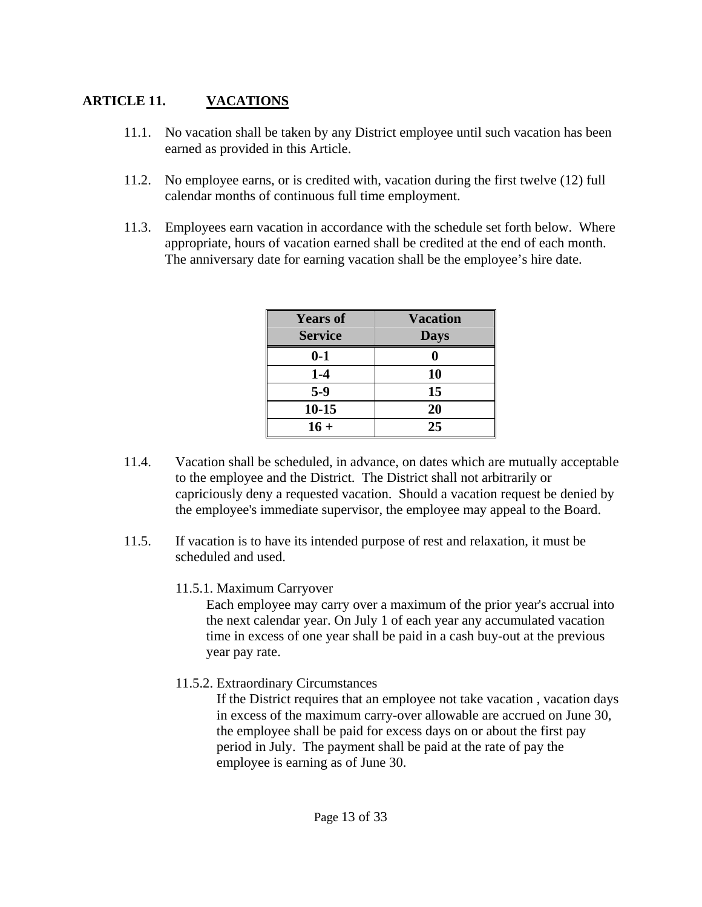## ARTICLE 11. VACATIONS

11.1. No vacation shall be taken by any District employee until such vacation has been earned as provided in this Article.

11.2. No employee earns, or is credited with, vacation during the first twelve (12) full calendar months of continuous full time employment.

11.3. Employees earn vacation in accordance with the schedule set forth below. Where appropriate, hours of vacation earned shall be credited at the end of each month. The anniversary date for earning vacation shall be the employee's hire date.

| Years of Service | Vacation Days |
|---|---|
| 0-1 | 0 |
| 1-4 | 10 |
| 5-9 | 15 |
| 10-15 | 20 |
| 16 + | 25 |

11.4. Vacation shall be scheduled, in advance, on dates which are mutually acceptable to the employee and the District. The District shall not arbitrarily or capriciously deny a requested vacation. Should a vacation request be denied by the employee's immediate supervisor, the employee may appeal to the Board.

11.5. If vacation is to have its intended purpose of rest and relaxation, it must be scheduled and used.

11.5.1. Maximum Carryover

Each employee may carry over a maximum of the prior year's accrual into the next calendar year. On July 1 of each year any accumulated vacation time in excess of one year shall be paid in a cash buy-out at the previous year pay rate.

11.5.2. Extraordinary Circumstances

If the District requires that an employee not take vacation , vacation days in excess of the maximum carry-over allowable are accrued on June 30, the employee shall be paid for excess days on or about the first pay period in July. The payment shall be paid at the rate of pay the employee is earning as of June 30.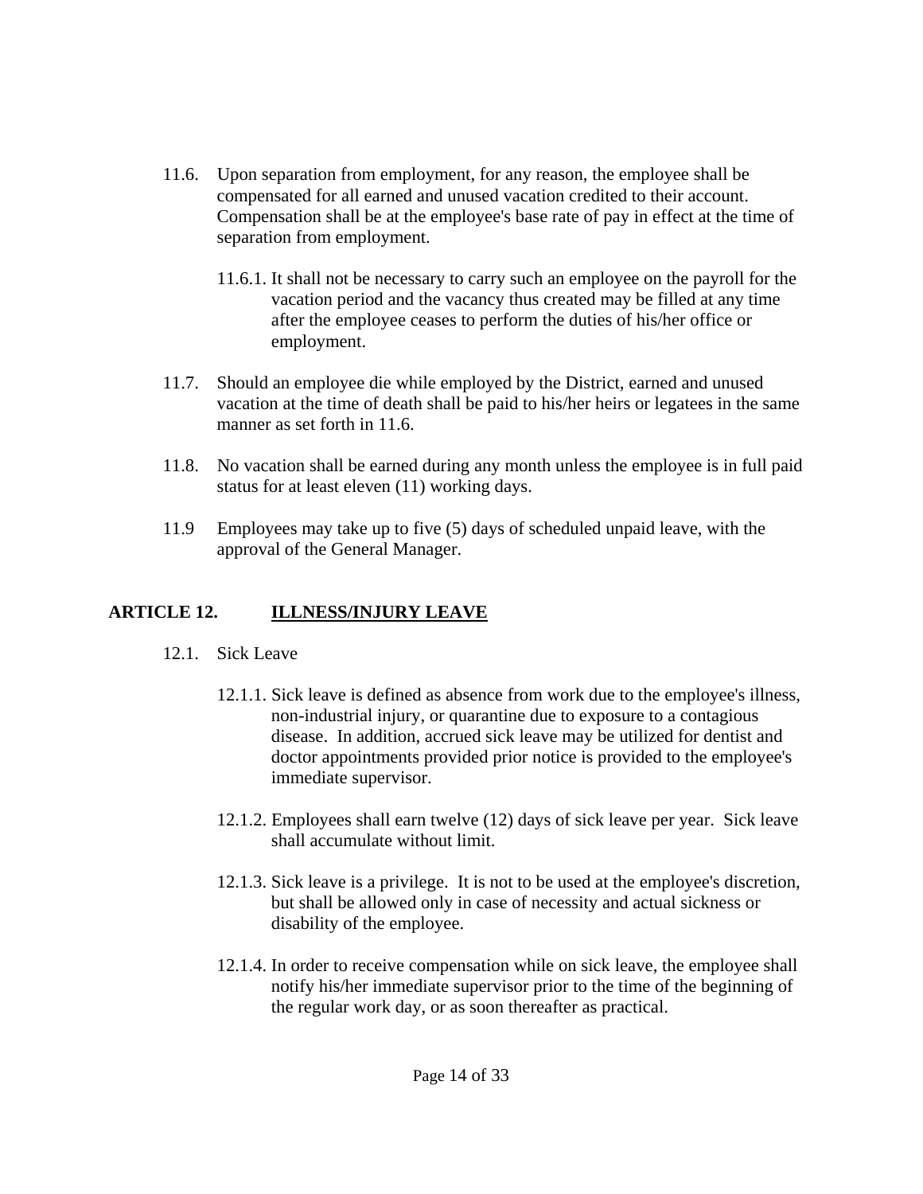11.6. Upon separation from employment, for any reason, the employee shall be compensated for all earned and unused vacation credited to their account. Compensation shall be at the employee's base rate of pay in effect at the time of separation from employment.

11.6.1. It shall not be necessary to carry such an employee on the payroll for the vacation period and the vacancy thus created may be filled at any time after the employee ceases to perform the duties of his/her office or employment.

11.7. Should an employee die while employed by the District, earned and unused vacation at the time of death shall be paid to his/her heirs or legatees in the same manner as set forth in 11.6.

11.8. No vacation shall be earned during any month unless the employee is in full paid status for at least eleven (11) working days.

11.9 Employees may take up to five (5) days of scheduled unpaid leave, with the approval of the General Manager.

## ARTICLE 12. ILLNESS/INJURY LEAVE

12.1. Sick Leave

12.1.1. Sick leave is defined as absence from work due to the employee's illness, non-industrial injury, or quarantine due to exposure to a contagious disease. In addition, accrued sick leave may be utilized for dentist and doctor appointments provided prior notice is provided to the employee's immediate supervisor.

12.1.2. Employees shall earn twelve (12) days of sick leave per year. Sick leave shall accumulate without limit.

12.1.3. Sick leave is a privilege. It is not to be used at the employee's discretion, but shall be allowed only in case of necessity and actual sickness or disability of the employee.

12.1.4. In order to receive compensation while on sick leave, the employee shall notify his/her immediate supervisor prior to the time of the beginning of the regular work day, or as soon thereafter as practical.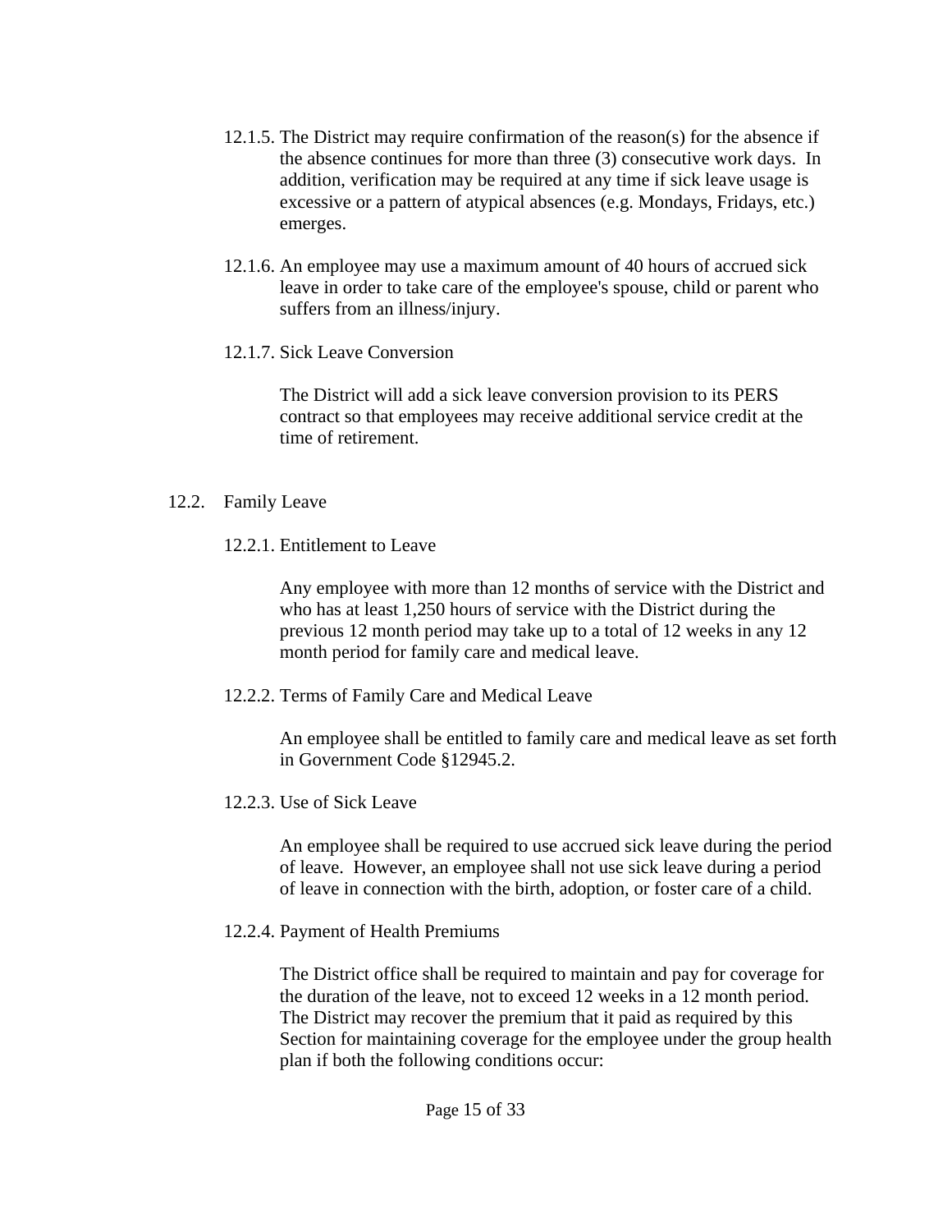12.1.5. The District may require confirmation of the reason(s) for the absence if the absence continues for more than three (3) consecutive work days. In addition, verification may be required at any time if sick leave usage is excessive or a pattern of atypical absences (e.g. Mondays, Fridays, etc.) emerges.

12.1.6. An employee may use a maximum amount of 40 hours of accrued sick leave in order to take care of the employee's spouse, child or parent who suffers from an illness/injury.

12.1.7. Sick Leave Conversion

The District will add a sick leave conversion provision to its PERS contract so that employees may receive additional service credit at the time of retirement.

12.2. Family Leave

12.2.1. Entitlement to Leave

Any employee with more than 12 months of service with the District and who has at least 1,250 hours of service with the District during the previous 12 month period may take up to a total of 12 weeks in any 12 month period for family care and medical leave.

12.2.2. Terms of Family Care and Medical Leave

An employee shall be entitled to family care and medical leave as set forth in Government Code §12945.2.

12.2.3. Use of Sick Leave

An employee shall be required to use accrued sick leave during the period of leave. However, an employee shall not use sick leave during a period of leave in connection with the birth, adoption, or foster care of a child.

12.2.4. Payment of Health Premiums

The District office shall be required to maintain and pay for coverage for the duration of the leave, not to exceed 12 weeks in a 12 month period. The District may recover the premium that it paid as required by this Section for maintaining coverage for the employee under the group health plan if both the following conditions occur: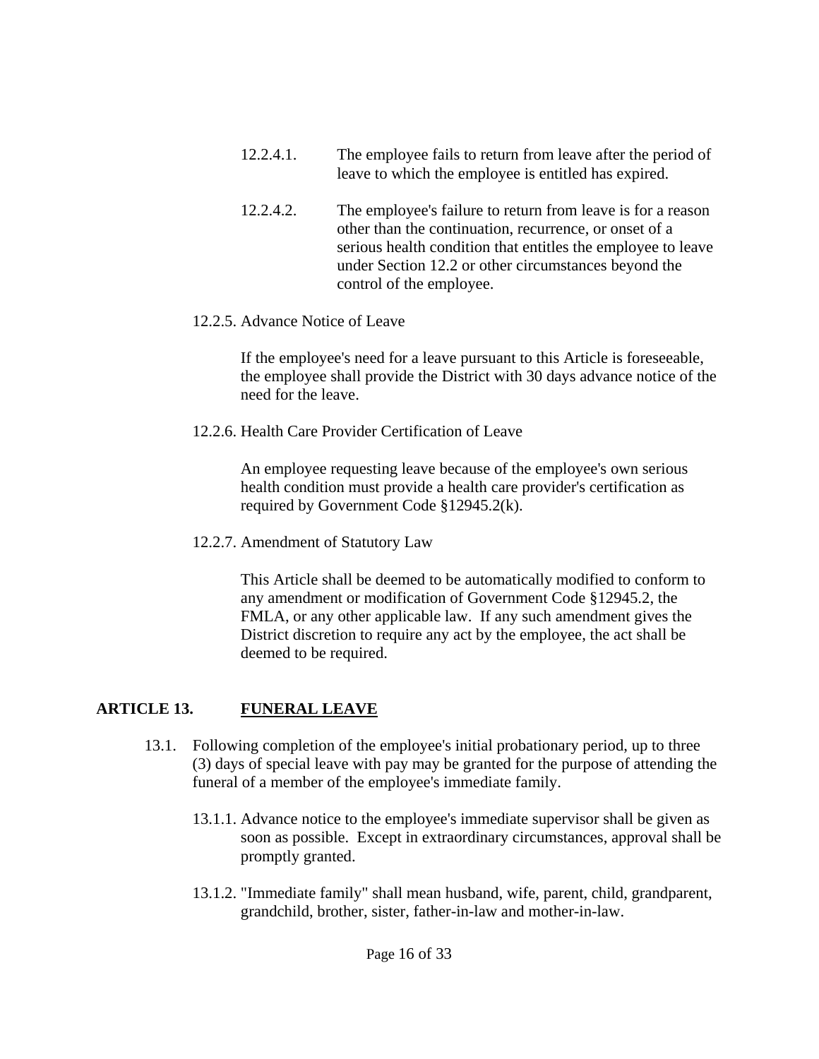12.2.4.1. The employee fails to return from leave after the period of leave to which the employee is entitled has expired.

12.2.4.2. The employee's failure to return from leave is for a reason other than the continuation, recurrence, or onset of a serious health condition that entitles the employee to leave under Section 12.2 or other circumstances beyond the control of the employee.

12.2.5. Advance Notice of Leave

If the employee's need for a leave pursuant to this Article is foreseeable, the employee shall provide the District with 30 days advance notice of the need for the leave.

12.2.6. Health Care Provider Certification of Leave

An employee requesting leave because of the employee's own serious health condition must provide a health care provider's certification as required by Government Code §12945.2(k).

12.2.7. Amendment of Statutory Law

This Article shall be deemed to be automatically modified to conform to any amendment or modification of Government Code §12945.2, the FMLA, or any other applicable law. If any such amendment gives the District discretion to require any act by the employee, the act shall be deemed to be required.

## ARTICLE 13. <u>FUNERAL LEAVE</u>

13.1. Following completion of the employee's initial probationary period, up to three (3) days of special leave with pay may be granted for the purpose of attending the funeral of a member of the employee's immediate family.

13.1.1. Advance notice to the employee's immediate supervisor shall be given as soon as possible. Except in extraordinary circumstances, approval shall be promptly granted.

13.1.2. "Immediate family" shall mean husband, wife, parent, child, grandparent, grandchild, brother, sister, father-in-law and mother-in-law.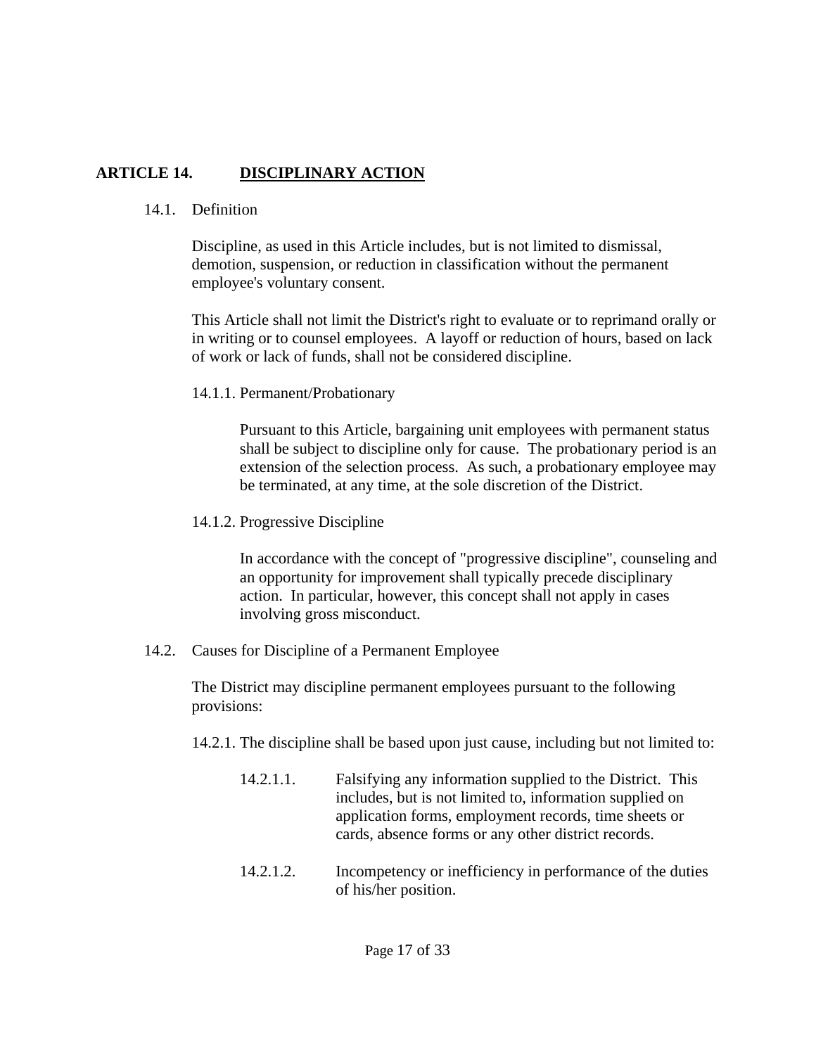## ARTICLE 14. DISCIPLINARY ACTION

14.1. Definition

Discipline, as used in this Article includes, but is not limited to dismissal, demotion, suspension, or reduction in classification without the permanent employee's voluntary consent.

This Article shall not limit the District's right to evaluate or to reprimand orally or in writing or to counsel employees. A layoff or reduction of hours, based on lack of work or lack of funds, shall not be considered discipline.

14.1.1. Permanent/Probationary

Pursuant to this Article, bargaining unit employees with permanent status shall be subject to discipline only for cause. The probationary period is an extension of the selection process. As such, a probationary employee may be terminated, at any time, at the sole discretion of the District.

14.1.2. Progressive Discipline

In accordance with the concept of "progressive discipline", counseling and an opportunity for improvement shall typically precede disciplinary action. In particular, however, this concept shall not apply in cases involving gross misconduct.

14.2. Causes for Discipline of a Permanent Employee

The District may discipline permanent employees pursuant to the following provisions:

14.2.1. The discipline shall be based upon just cause, including but not limited to:

14.2.1.1. Falsifying any information supplied to the District. This includes, but is not limited to, information supplied on application forms, employment records, time sheets or cards, absence forms or any other district records.

14.2.1.2. Incompetency or inefficiency in performance of the duties of his/her position.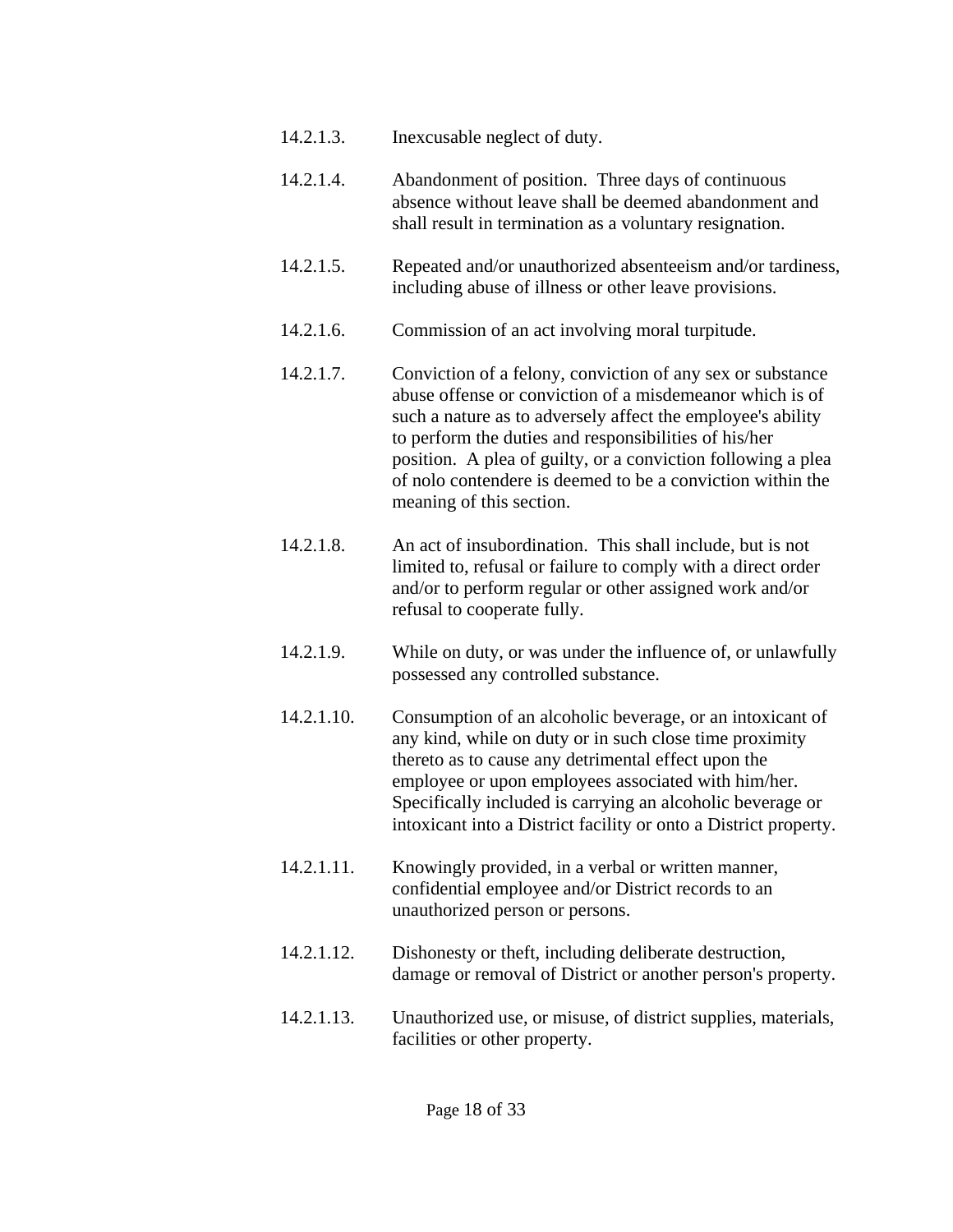14.2.1.3. Inexcusable neglect of duty.

14.2.1.4. Abandonment of position. Three days of continuous absence without leave shall be deemed abandonment and shall result in termination as a voluntary resignation.

14.2.1.5. Repeated and/or unauthorized absenteeism and/or tardiness, including abuse of illness or other leave provisions.

14.2.1.6. Commission of an act involving moral turpitude.

14.2.1.7. Conviction of a felony, conviction of any sex or substance abuse offense or conviction of a misdemeanor which is of such a nature as to adversely affect the employee's ability to perform the duties and responsibilities of his/her position. A plea of guilty, or a conviction following a plea of nolo contendere is deemed to be a conviction within the meaning of this section.

14.2.1.8. An act of insubordination. This shall include, but is not limited to, refusal or failure to comply with a direct order and/or to perform regular or other assigned work and/or refusal to cooperate fully.

14.2.1.9. While on duty, or was under the influence of, or unlawfully possessed any controlled substance.

14.2.1.10. Consumption of an alcoholic beverage, or an intoxicant of any kind, while on duty or in such close time proximity thereto as to cause any detrimental effect upon the employee or upon employees associated with him/her. Specifically included is carrying an alcoholic beverage or intoxicant into a District facility or onto a District property.

14.2.1.11. Knowingly provided, in a verbal or written manner, confidential employee and/or District records to an unauthorized person or persons.

14.2.1.12. Dishonesty or theft, including deliberate destruction, damage or removal of District or another person's property.

14.2.1.13. Unauthorized use, or misuse, of district supplies, materials, facilities or other property.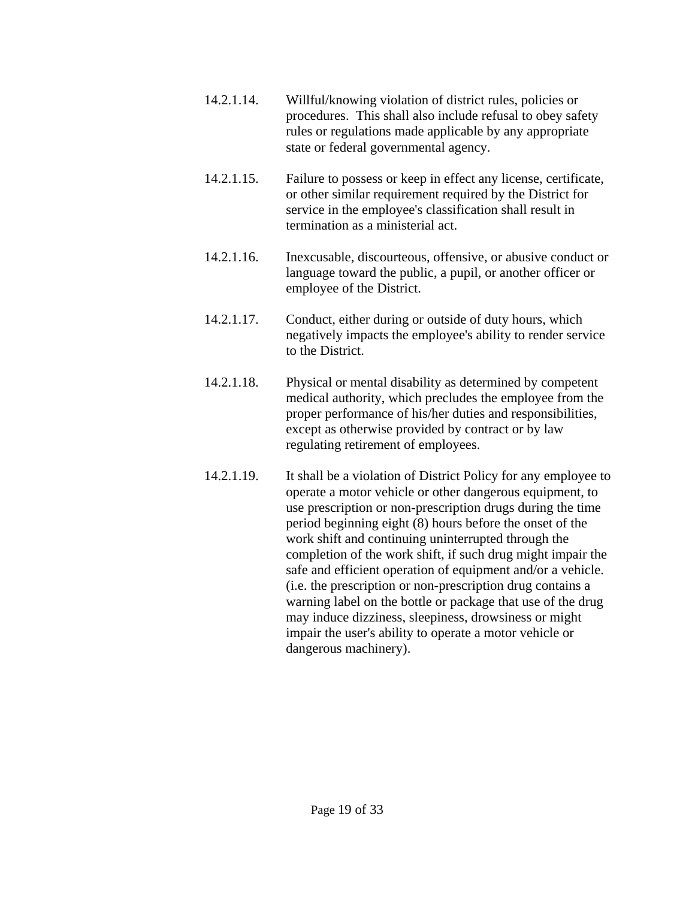14.2.1.14. Willful/knowing violation of district rules, policies or procedures. This shall also include refusal to obey safety rules or regulations made applicable by any appropriate state or federal governmental agency.

14.2.1.15. Failure to possess or keep in effect any license, certificate, or other similar requirement required by the District for service in the employee's classification shall result in termination as a ministerial act.

14.2.1.16. Inexcusable, discourteous, offensive, or abusive conduct or language toward the public, a pupil, or another officer or employee of the District.

14.2.1.17. Conduct, either during or outside of duty hours, which negatively impacts the employee's ability to render service to the District.

14.2.1.18. Physical or mental disability as determined by competent medical authority, which precludes the employee from the proper performance of his/her duties and responsibilities, except as otherwise provided by contract or by law regulating retirement of employees.

14.2.1.19. It shall be a violation of District Policy for any employee to operate a motor vehicle or other dangerous equipment, to use prescription or non-prescription drugs during the time period beginning eight (8) hours before the onset of the work shift and continuing uninterrupted through the completion of the work shift, if such drug might impair the safe and efficient operation of equipment and/or a vehicle. (i.e. the prescription or non-prescription drug contains a warning label on the bottle or package that use of the drug may induce dizziness, sleepiness, drowsiness or might impair the user's ability to operate a motor vehicle or dangerous machinery).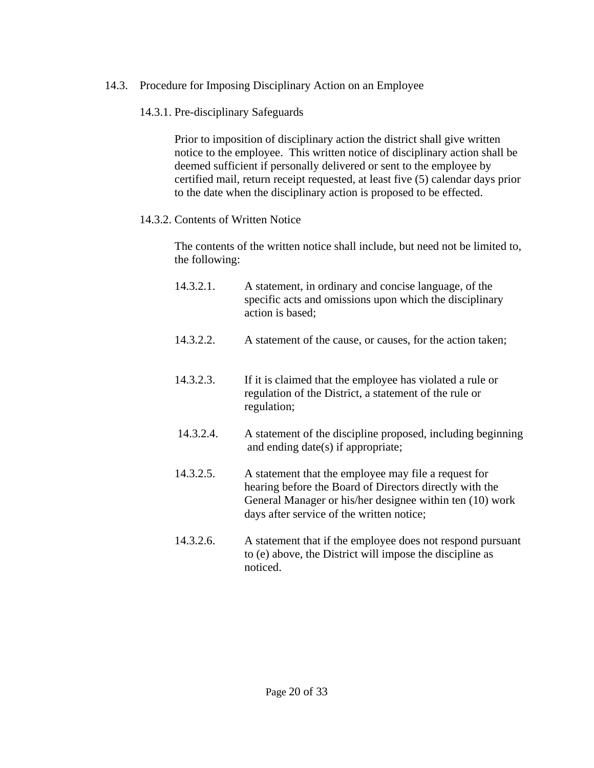## 14.3. Procedure for Imposing Disciplinary Action on an Employee

### 14.3.1. Pre-disciplinary Safeguards

Prior to imposition of disciplinary action the district shall give written notice to the employee. This written notice of disciplinary action shall be deemed sufficient if personally delivered or sent to the employee by certified mail, return receipt requested, at least five (5) calendar days prior to the date when the disciplinary action is proposed to be effected.

### 14.3.2. Contents of Written Notice

The contents of the written notice shall include, but need not be limited to, the following:

14.3.2.1. A statement, in ordinary and concise language, of the specific acts and omissions upon which the disciplinary action is based;

14.3.2.2. A statement of the cause, or causes, for the action taken;

14.3.2.3. If it is claimed that the employee has violated a rule or regulation of the District, a statement of the rule or regulation;

14.3.2.4. A statement of the discipline proposed, including beginning and ending date(s) if appropriate;

14.3.2.5. A statement that the employee may file a request for hearing before the Board of Directors directly with the General Manager or his/her designee within ten (10) work days after service of the written notice;

14.3.2.6. A statement that if the employee does not respond pursuant to (e) above, the District will impose the discipline as noticed.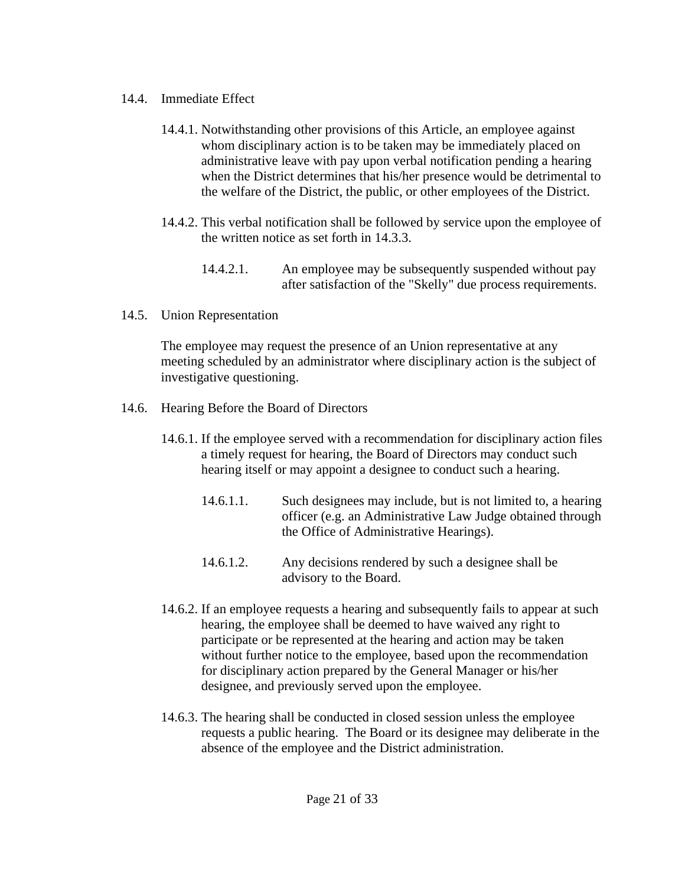14.4. Immediate Effect

14.4.1. Notwithstanding other provisions of this Article, an employee against whom disciplinary action is to be taken may be immediately placed on administrative leave with pay upon verbal notification pending a hearing when the District determines that his/her presence would be detrimental to the welfare of the District, the public, or other employees of the District.

14.4.2. This verbal notification shall be followed by service upon the employee of the written notice as set forth in 14.3.3.

14.4.2.1. An employee may be subsequently suspended without pay after satisfaction of the "Skelly" due process requirements.

14.5. Union Representation

The employee may request the presence of an Union representative at any meeting scheduled by an administrator where disciplinary action is the subject of investigative questioning.

14.6. Hearing Before the Board of Directors

14.6.1. If the employee served with a recommendation for disciplinary action files a timely request for hearing, the Board of Directors may conduct such hearing itself or may appoint a designee to conduct such a hearing.

14.6.1.1. Such designees may include, but is not limited to, a hearing officer (e.g. an Administrative Law Judge obtained through the Office of Administrative Hearings).

14.6.1.2. Any decisions rendered by such a designee shall be advisory to the Board.

14.6.2. If an employee requests a hearing and subsequently fails to appear at such hearing, the employee shall be deemed to have waived any right to participate or be represented at the hearing and action may be taken without further notice to the employee, based upon the recommendation for disciplinary action prepared by the General Manager or his/her designee, and previously served upon the employee.

14.6.3. The hearing shall be conducted in closed session unless the employee requests a public hearing. The Board or its designee may deliberate in the absence of the employee and the District administration.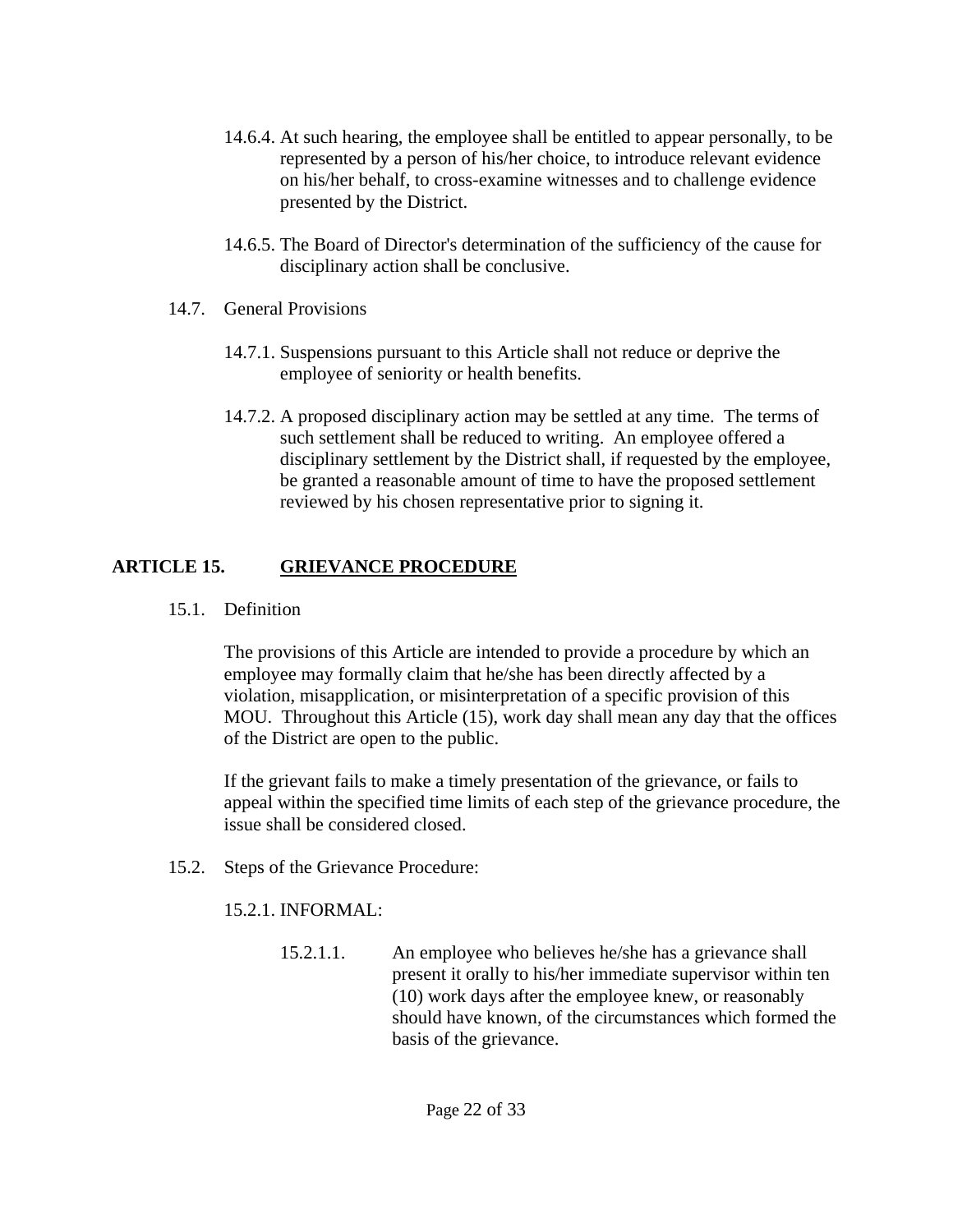14.6.4. At such hearing, the employee shall be entitled to appear personally, to be represented by a person of his/her choice, to introduce relevant evidence on his/her behalf, to cross-examine witnesses and to challenge evidence presented by the District.

14.6.5. The Board of Director's determination of the sufficiency of the cause for disciplinary action shall be conclusive.

14.7. General Provisions

14.7.1. Suspensions pursuant to this Article shall not reduce or deprive the employee of seniority or health benefits.

14.7.2. A proposed disciplinary action may be settled at any time. The terms of such settlement shall be reduced to writing. An employee offered a disciplinary settlement by the District shall, if requested by the employee, be granted a reasonable amount of time to have the proposed settlement reviewed by his chosen representative prior to signing it.

## ARTICLE 15. GRIEVANCE PROCEDURE

15.1. Definition

The provisions of this Article are intended to provide a procedure by which an employee may formally claim that he/she has been directly affected by a violation, misapplication, or misinterpretation of a specific provision of this MOU. Throughout this Article (15), work day shall mean any day that the offices of the District are open to the public.

If the grievant fails to make a timely presentation of the grievance, or fails to appeal within the specified time limits of each step of the grievance procedure, the issue shall be considered closed.

15.2. Steps of the Grievance Procedure:

15.2.1. INFORMAL:

15.2.1.1. An employee who believes he/she has a grievance shall present it orally to his/her immediate supervisor within ten (10) work days after the employee knew, or reasonably should have known, of the circumstances which formed the basis of the grievance.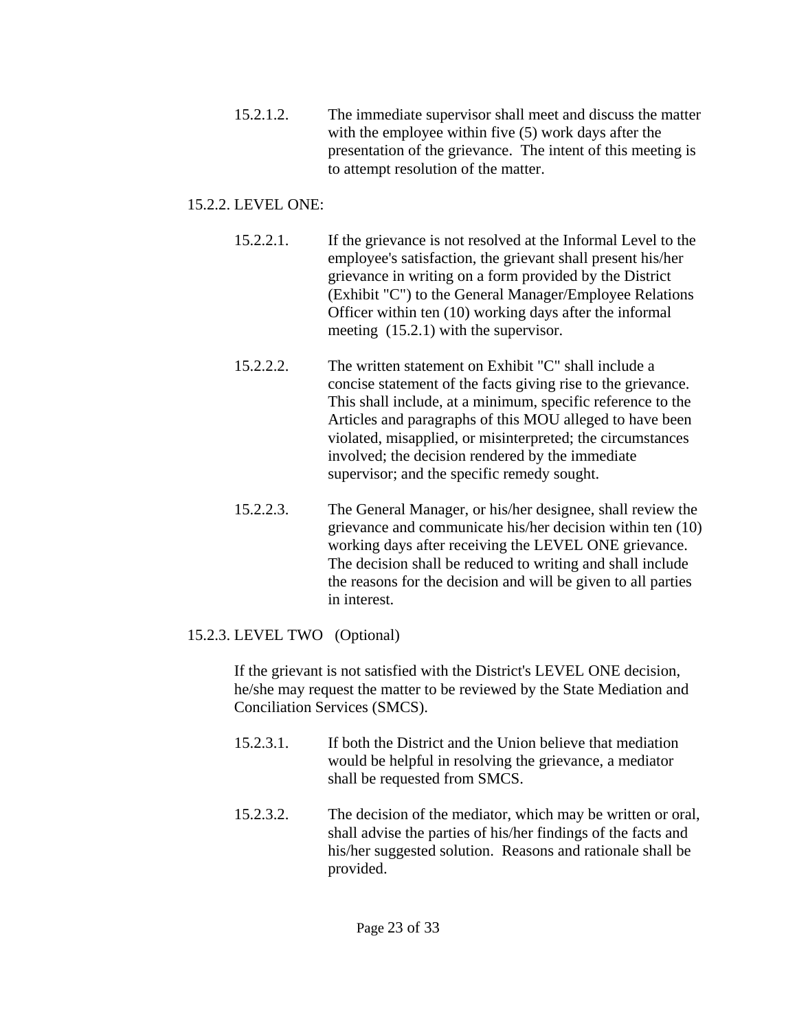15.2.1.2. The immediate supervisor shall meet and discuss the matter with the employee within five (5) work days after the presentation of the grievance. The intent of this meeting is to attempt resolution of the matter.

15.2.2. LEVEL ONE:

15.2.2.1. If the grievance is not resolved at the Informal Level to the employee's satisfaction, the grievant shall present his/her grievance in writing on a form provided by the District (Exhibit "C") to the General Manager/Employee Relations Officer within ten (10) working days after the informal meeting (15.2.1) with the supervisor.

15.2.2.2. The written statement on Exhibit "C" shall include a concise statement of the facts giving rise to the grievance. This shall include, at a minimum, specific reference to the Articles and paragraphs of this MOU alleged to have been violated, misapplied, or misinterpreted; the circumstances involved; the decision rendered by the immediate supervisor; and the specific remedy sought.

15.2.2.3. The General Manager, or his/her designee, shall review the grievance and communicate his/her decision within ten (10) working days after receiving the LEVEL ONE grievance. The decision shall be reduced to writing and shall include the reasons for the decision and will be given to all parties in interest.

15.2.3. LEVEL TWO (Optional)

If the grievant is not satisfied with the District's LEVEL ONE decision, he/she may request the matter to be reviewed by the State Mediation and Conciliation Services (SMCS).

15.2.3.1. If both the District and the Union believe that mediation would be helpful in resolving the grievance, a mediator shall be requested from SMCS.

15.2.3.2. The decision of the mediator, which may be written or oral, shall advise the parties of his/her findings of the facts and his/her suggested solution. Reasons and rationale shall be provided.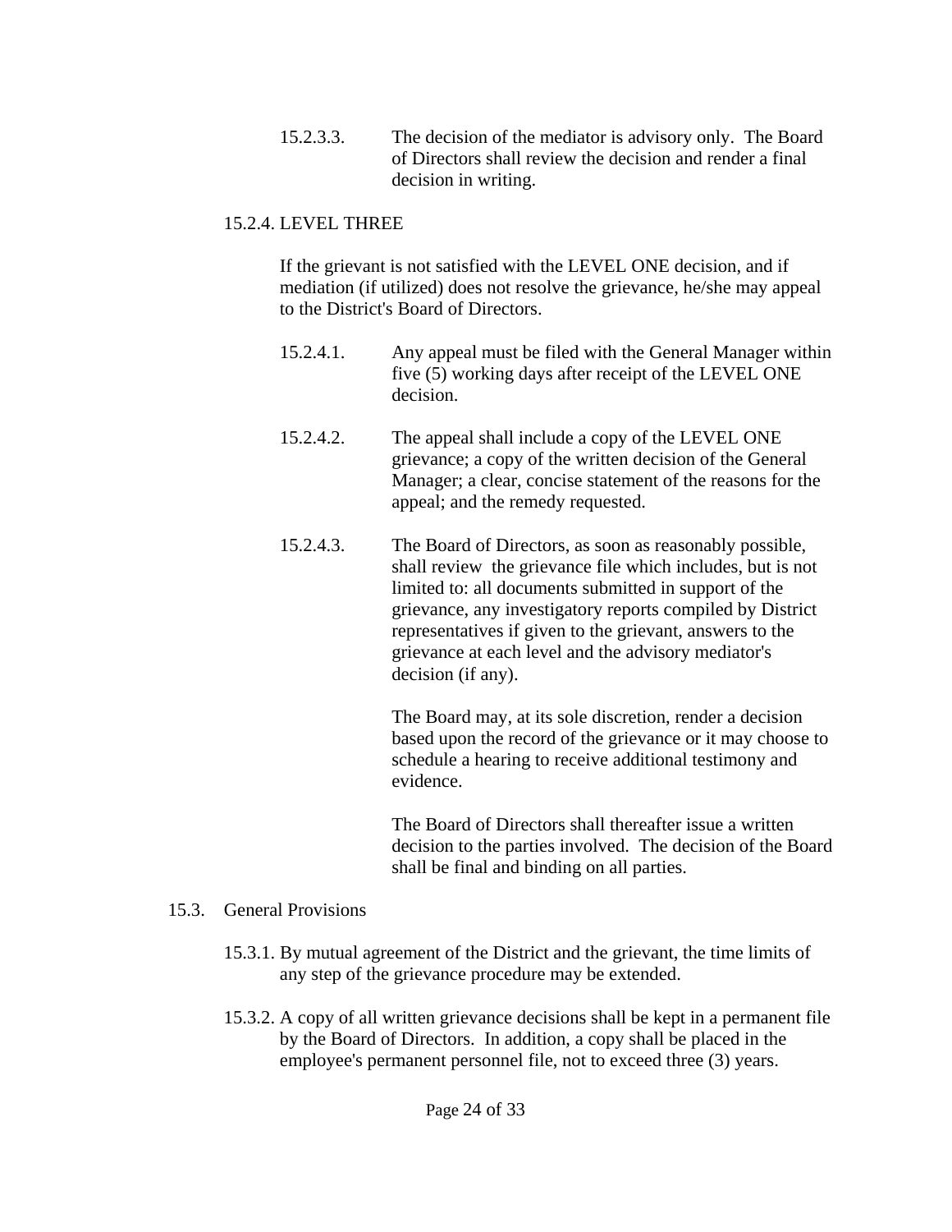15.2.3.3. The decision of the mediator is advisory only. The Board of Directors shall review the decision and render a final decision in writing.

15.2.4. LEVEL THREE

If the grievant is not satisfied with the LEVEL ONE decision, and if mediation (if utilized) does not resolve the grievance, he/she may appeal to the District's Board of Directors.

15.2.4.1. Any appeal must be filed with the General Manager within five (5) working days after receipt of the LEVEL ONE decision.

15.2.4.2. The appeal shall include a copy of the LEVEL ONE grievance; a copy of the written decision of the General Manager; a clear, concise statement of the reasons for the appeal; and the remedy requested.

15.2.4.3. The Board of Directors, as soon as reasonably possible, shall review the grievance file which includes, but is not limited to: all documents submitted in support of the grievance, any investigatory reports compiled by District representatives if given to the grievant, answers to the grievance at each level and the advisory mediator's decision (if any).

The Board may, at its sole discretion, render a decision based upon the record of the grievance or it may choose to schedule a hearing to receive additional testimony and evidence.

The Board of Directors shall thereafter issue a written decision to the parties involved. The decision of the Board shall be final and binding on all parties.

15.3. General Provisions

15.3.1. By mutual agreement of the District and the grievant, the time limits of any step of the grievance procedure may be extended.

15.3.2. A copy of all written grievance decisions shall be kept in a permanent file by the Board of Directors. In addition, a copy shall be placed in the employee's permanent personnel file, not to exceed three (3) years.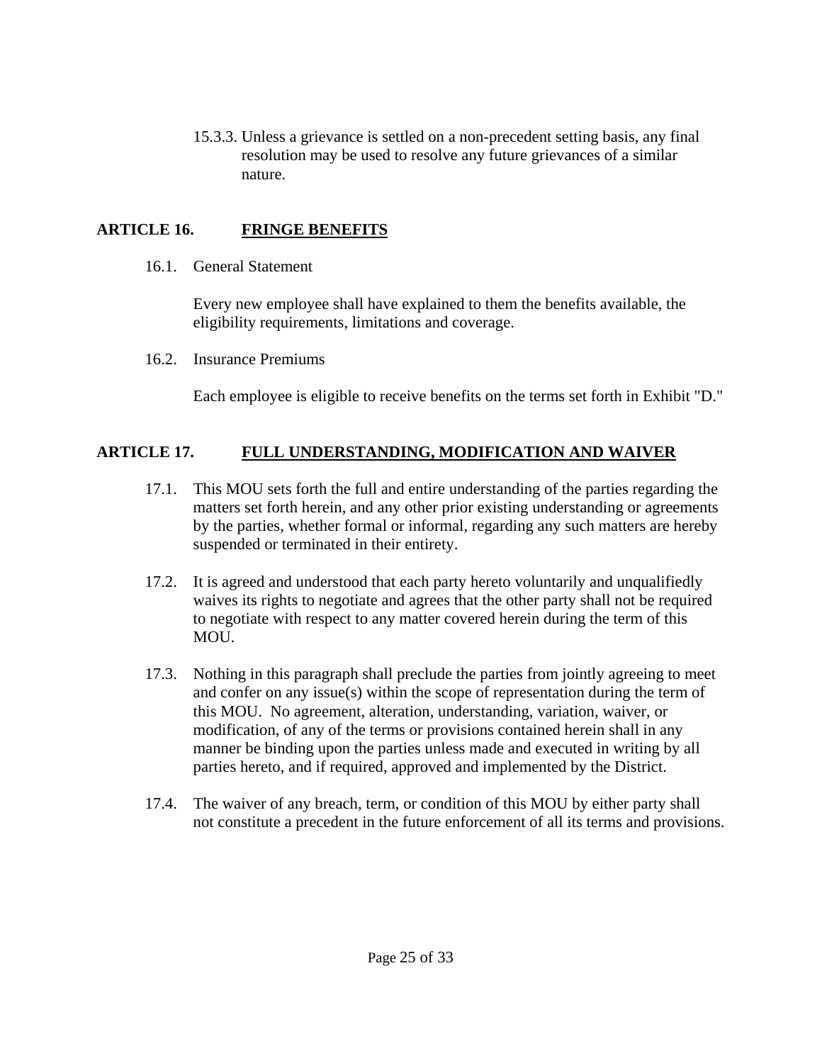15.3.3. Unless a grievance is settled on a non-precedent setting basis, any final resolution may be used to resolve any future grievances of a similar nature.

## ARTICLE 16. FRINGE BENEFITS

16.1. General Statement

Every new employee shall have explained to them the benefits available, the eligibility requirements, limitations and coverage.

16.2. Insurance Premiums

Each employee is eligible to receive benefits on the terms set forth in Exhibit "D."

## ARTICLE 17. FULL UNDERSTANDING, MODIFICATION AND WAIVER

17.1. This MOU sets forth the full and entire understanding of the parties regarding the matters set forth herein, and any other prior existing understanding or agreements by the parties, whether formal or informal, regarding any such matters are hereby suspended or terminated in their entirety.

17.2. It is agreed and understood that each party hereto voluntarily and unqualifiedly waives its rights to negotiate and agrees that the other party shall not be required to negotiate with respect to any matter covered herein during the term of this MOU.

17.3. Nothing in this paragraph shall preclude the parties from jointly agreeing to meet and confer on any issue(s) within the scope of representation during the term of this MOU. No agreement, alteration, understanding, variation, waiver, or modification, of any of the terms or provisions contained herein shall in any manner be binding upon the parties unless made and executed in writing by all parties hereto, and if required, approved and implemented by the District.

17.4. The waiver of any breach, term, or condition of this MOU by either party shall not constitute a precedent in the future enforcement of all its terms and provisions.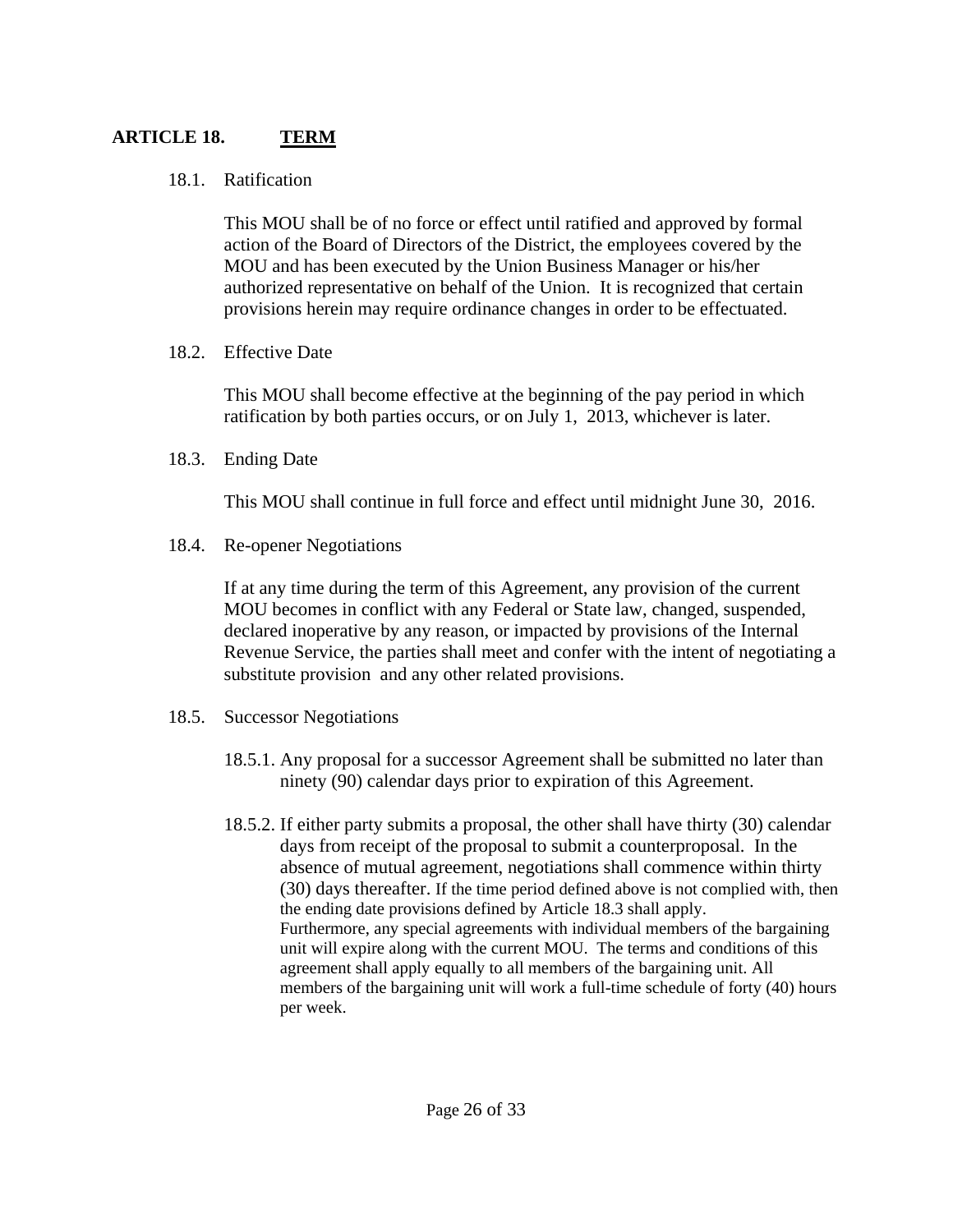## ARTICLE 18. TERM

18.1. Ratification

This MOU shall be of no force or effect until ratified and approved by formal action of the Board of Directors of the District, the employees covered by the MOU and has been executed by the Union Business Manager or his/her authorized representative on behalf of the Union. It is recognized that certain provisions herein may require ordinance changes in order to be effectuated.

18.2. Effective Date

This MOU shall become effective at the beginning of the pay period in which ratification by both parties occurs, or on July 1, 2013, whichever is later.

18.3. Ending Date

This MOU shall continue in full force and effect until midnight June 30, 2016.

18.4. Re-opener Negotiations

If at any time during the term of this Agreement, any provision of the current MOU becomes in conflict with any Federal or State law, changed, suspended, declared inoperative by any reason, or impacted by provisions of the Internal Revenue Service, the parties shall meet and confer with the intent of negotiating a substitute provision and any other related provisions.

18.5. Successor Negotiations

18.5.1. Any proposal for a successor Agreement shall be submitted no later than ninety (90) calendar days prior to expiration of this Agreement.

18.5.2. If either party submits a proposal, the other shall have thirty (30) calendar days from receipt of the proposal to submit a counterproposal. In the absence of mutual agreement, negotiations shall commence within thirty (30) days thereafter. If the time period defined above is not complied with, then the ending date provisions defined by Article 18.3 shall apply. Furthermore, any special agreements with individual members of the bargaining unit will expire along with the current MOU. The terms and conditions of this agreement shall apply equally to all members of the bargaining unit. All members of the bargaining unit will work a full-time schedule of forty (40) hours per week.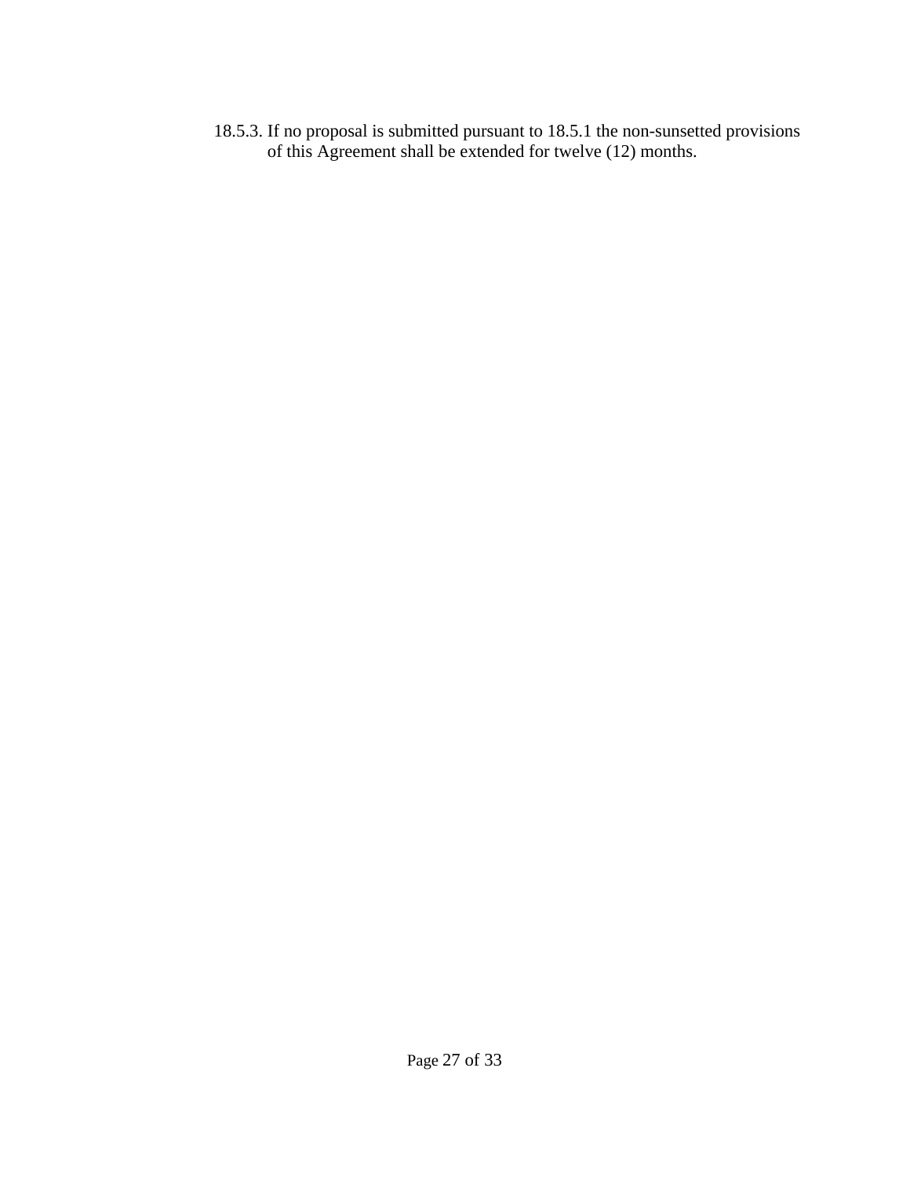18.5.3. If no proposal is submitted pursuant to 18.5.1 the non-sunsetted provisions of this Agreement shall be extended for twelve (12) months.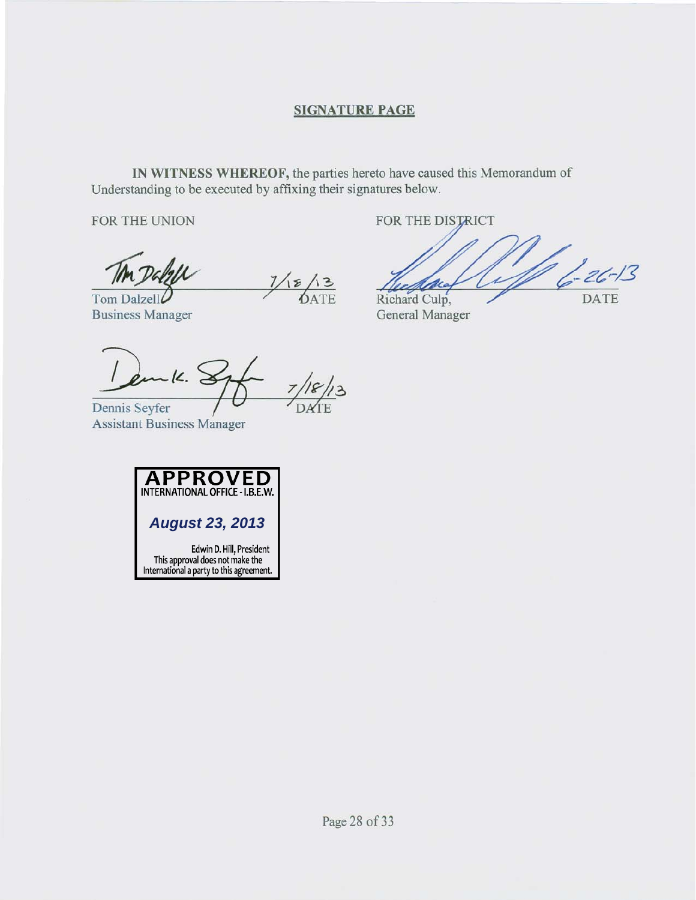## SIGNATURE PAGE

**IN WITNESS WHEREOF,** the parties hereto have caused this Memorandum of Understanding to be executed by affixing their signatures below.

FOR THE UNION

Tom Dalzell — 7/18/13
DATE

Tom Dalzell
Business Manager

Dennis Seyfer — 7/18/13
DATE

Dennis Seyfer
Assistant Business Manager

FOR THE DISTRICT

Richard Culp — 6-26-13
DATE

Richard Culp,
General Manager

**APPROVED**
INTERNATIONAL OFFICE - I.B.E.W.

***August 23, 2013***

Edwin D. Hill, President
This approval does not make the International a party to this agreement.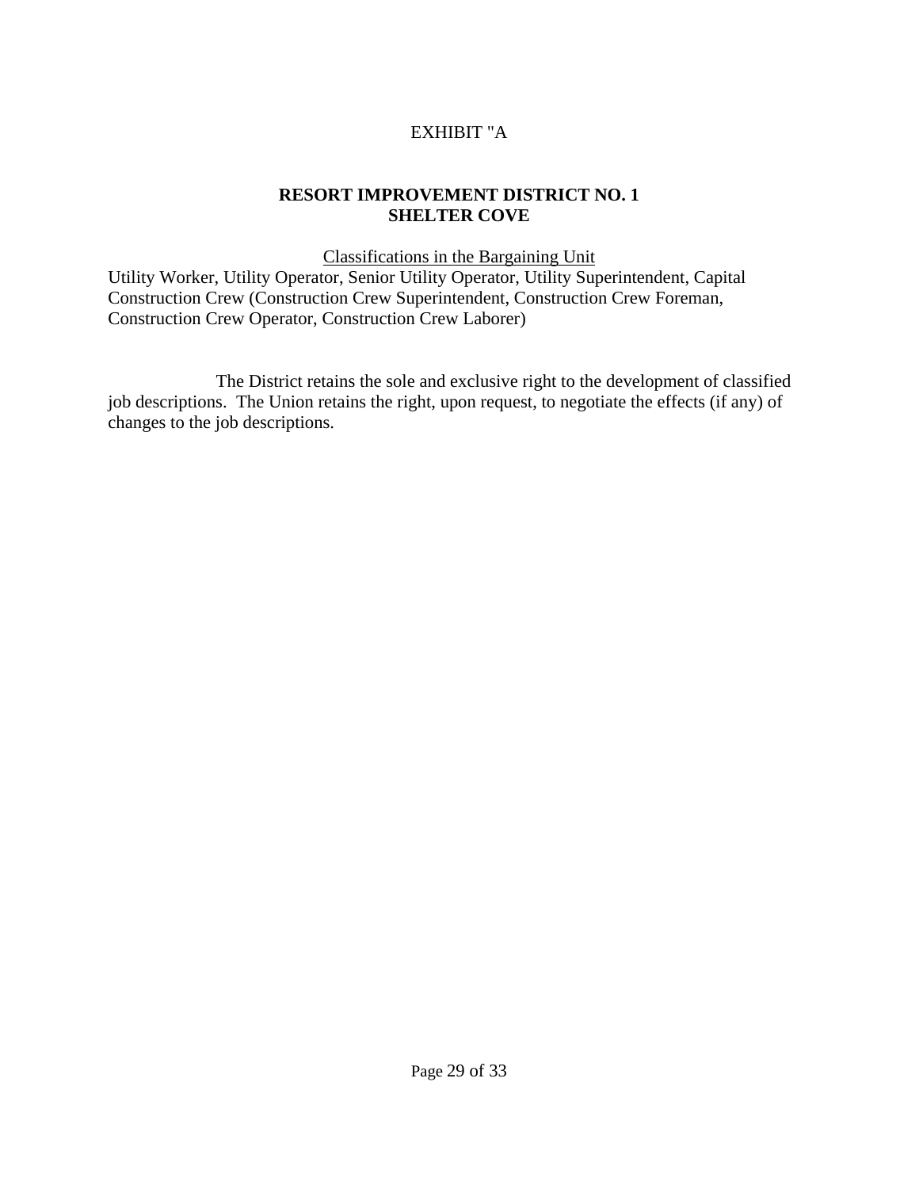EXHIBIT "A

**RESORT IMPROVEMENT DISTRICT NO. 1**
**SHELTER COVE**

Classifications in the Bargaining Unit

Utility Worker, Utility Operator, Senior Utility Operator, Utility Superintendent, Capital Construction Crew (Construction Crew Superintendent, Construction Crew Foreman, Construction Crew Operator, Construction Crew Laborer)

The District retains the sole and exclusive right to the development of classified job descriptions. The Union retains the right, upon request, to negotiate the effects (if any) of changes to the job descriptions.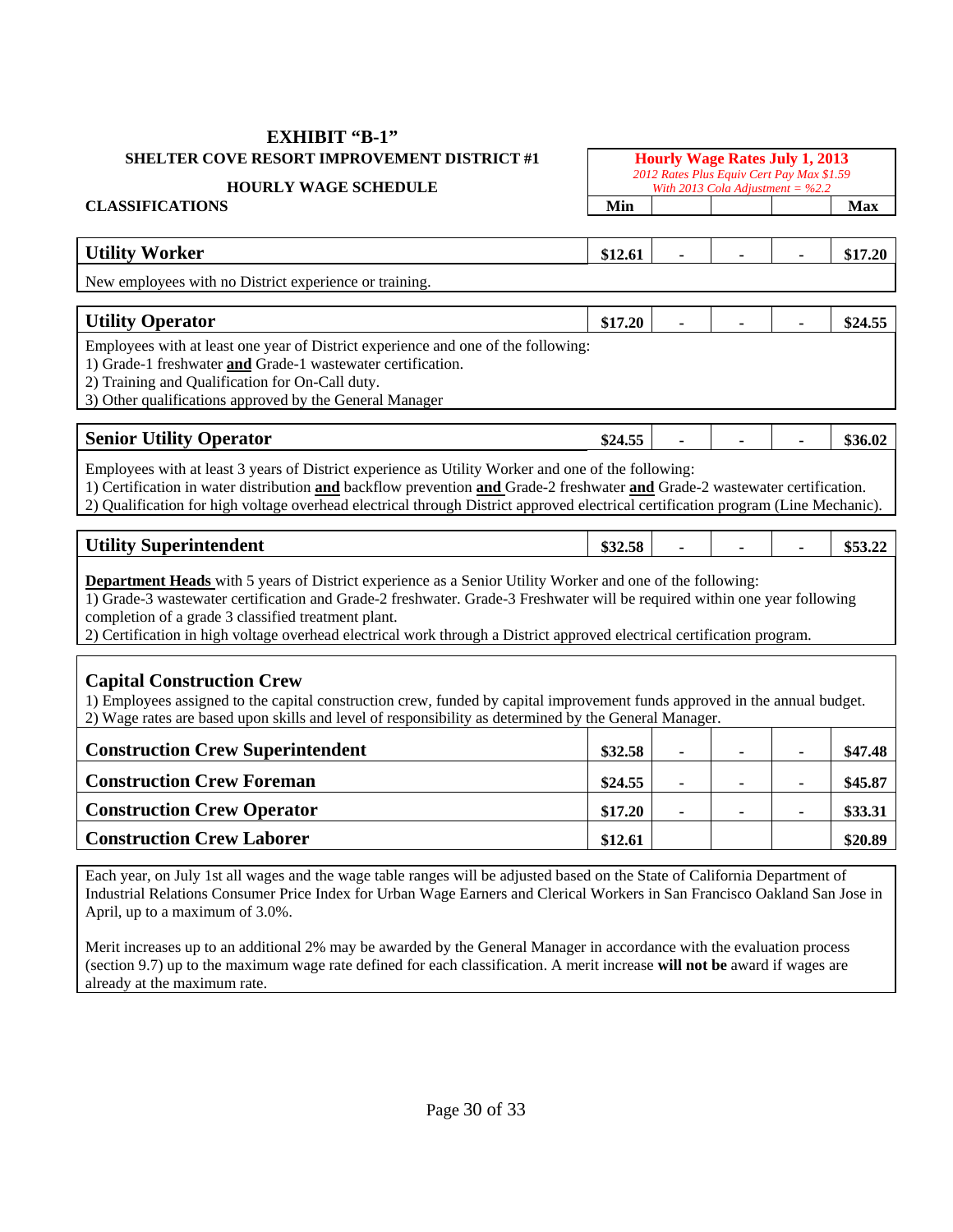# EXHIBIT "B-1"

## SHELTER COVE RESORT IMPROVEMENT DISTRICT #1

### HOURLY WAGE SCHEDULE

| CLASSIFICATIONS | **Hourly Wage Rates July 1, 2013** *2012 Rates Plus Equiv Cert Pay Max $1.59 With 2013 Cola Adjustment = %2.2* | | | | |
|---|---|---|---|---|---|
| | **Min** | | | | **Max** |
| **Utility Worker** | **$12.61** | - | - | - | **$17.20** |
| New employees with no District experience or training. | | | | | |
| **Utility Operator** | **$17.20** | - | - | - | **$24.55** |
| Employees with at least one year of District experience and one of the following: 1) Grade-1 freshwater **and** Grade-1 wastewater certification. 2) Training and Qualification for On-Call duty. 3) Other qualifications approved by the General Manager | | | | | |
| **Senior Utility Operator** | **$24.55** | - | - | - | **$36.02** |
| Employees with at least 3 years of District experience as Utility Worker and one of the following: 1) Certification in water distribution **and** backflow prevention **and** Grade-2 freshwater **and** Grade-2 wastewater certification. 2) Qualification for high voltage overhead electrical through District approved electrical certification program (Line Mechanic). | | | | | |
| **Utility Superintendent** | **$32.58** | - | - | - | **$53.22** |
| **Department Heads** with 5 years of District experience as a Senior Utility Worker and one of the following: 1) Grade-3 wastewater certification and Grade-2 freshwater. Grade-3 Freshwater will be required within one year following completion of a grade 3 classified treatment plant. 2) Certification in high voltage overhead electrical work through a District approved electrical certification program. | | | | | |
| **Capital Construction Crew** 1) Employees assigned to the capital construction crew, funded by capital improvement funds approved in the annual budget. 2) Wage rates are based upon skills and level of responsibility as determined by the General Manager. | | | | | |
| **Construction Crew Superintendent** | **$32.58** | - | - | - | **$47.48** |
| **Construction Crew Foreman** | **$24.55** | - | - | - | **$45.87** |
| **Construction Crew Operator** | **$17.20** | - | - | - | **$33.31** |
| **Construction Crew Laborer** | **$12.61** | | | | **$20.89** |

Each year, on July 1st all wages and the wage table ranges will be adjusted based on the State of California Department of Industrial Relations Consumer Price Index for Urban Wage Earners and Clerical Workers in San Francisco Oakland San Jose in April, up to a maximum of 3.0%.

Merit increases up to an additional 2% may be awarded by the General Manager in accordance with the evaluation process (section 9.7) up to the maximum wage rate defined for each classification. A merit increase **will not be** award if wages are already at the maximum rate.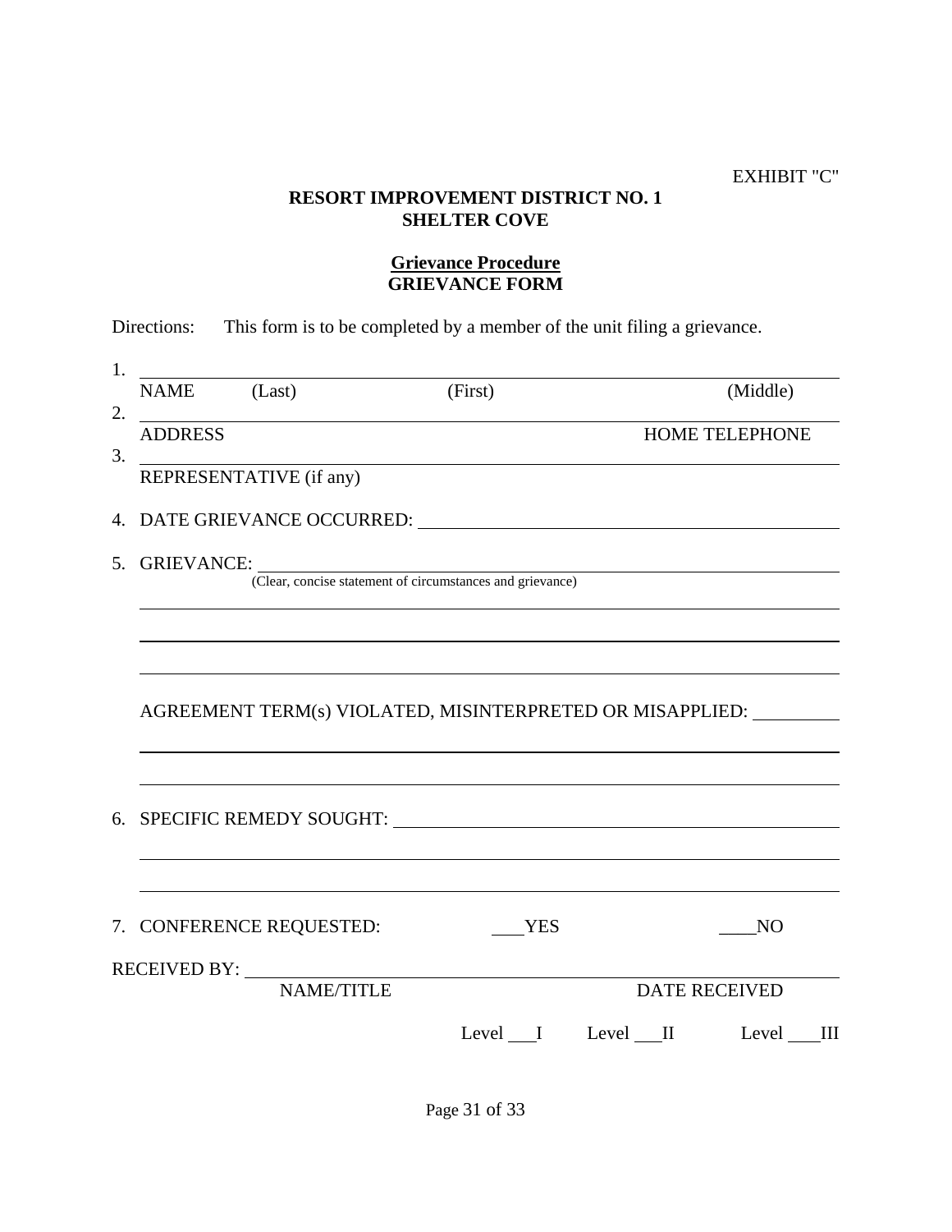EXHIBIT "C"

**RESORT IMPROVEMENT DISTRICT NO. 1**
**SHELTER COVE**

**Grievance Procedure**
**GRIEVANCE FORM**

Directions: This form is to be completed by a member of the unit filing a grievance.

1. ______________________________________________________________
   NAME (Last) (First) (Middle)
2. ______________________________________________________________
   ADDRESS HOME TELEPHONE
3. ______________________________________________________________
   REPRESENTATIVE (if any)
4. DATE GRIEVANCE OCCURRED: ______________________________________
5. GRIEVANCE: ____________________________________________________
   (Clear, concise statement of circumstances and grievance)
   ______________________________________________________________
   ______________________________________________________________
   ______________________________________________________________

   AGREEMENT TERM(s) VIOLATED, MISINTERPRETED OR MISAPPLIED: ________
   ______________________________________________________________
   ______________________________________________________________
6. SPECIFIC REMEDY SOUGHT: _________________________________________
   ______________________________________________________________
   ______________________________________________________________
7. CONFERENCE REQUESTED: ___YES ____NO

RECEIVED BY: _______________________________________________________
NAME/TITLE DATE RECEIVED

Level ___I Level ___II Level ___III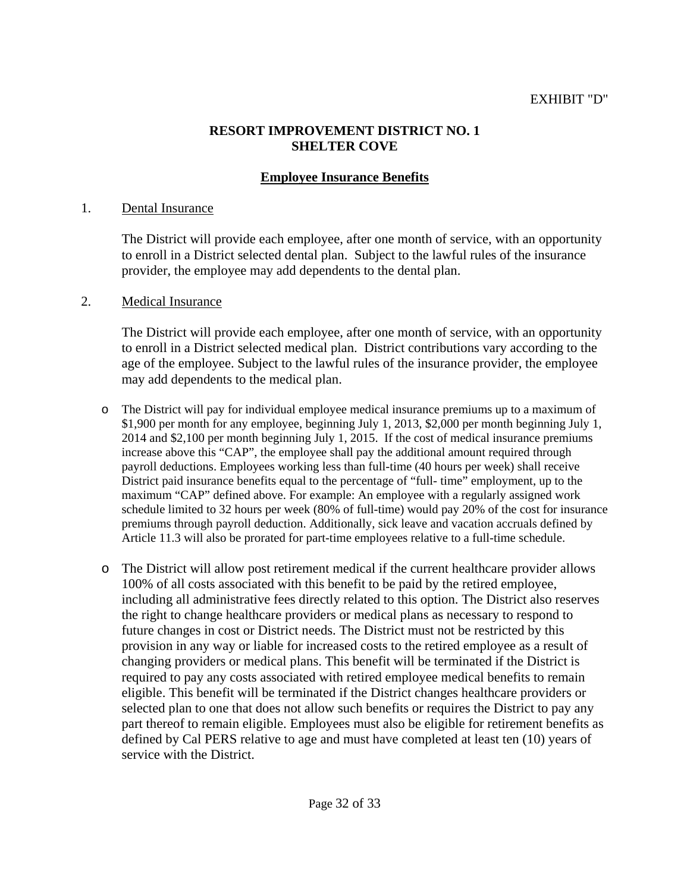EXHIBIT "D"

**RESORT IMPROVEMENT DISTRICT NO. 1**
**SHELTER COVE**

**Employee Insurance Benefits**

1. Dental Insurance

   The District will provide each employee, after one month of service, with an opportunity to enroll in a District selected dental plan. Subject to the lawful rules of the insurance provider, the employee may add dependents to the dental plan.

2. Medical Insurance

   The District will provide each employee, after one month of service, with an opportunity to enroll in a District selected medical plan. District contributions vary according to the age of the employee. Subject to the lawful rules of the insurance provider, the employee may add dependents to the medical plan.

   - The District will pay for individual employee medical insurance premiums up to a maximum of $1,900 per month for any employee, beginning July 1, 2013, $2,000 per month beginning July 1, 2014 and $2,100 per month beginning July 1, 2015. If the cost of medical insurance premiums increase above this "CAP", the employee shall pay the additional amount required through payroll deductions. Employees working less than full-time (40 hours per week) shall receive District paid insurance benefits equal to the percentage of "full- time" employment, up to the maximum "CAP" defined above. For example: An employee with a regularly assigned work schedule limited to 32 hours per week (80% of full-time) would pay 20% of the cost for insurance premiums through payroll deduction. Additionally, sick leave and vacation accruals defined by Article 11.3 will also be prorated for part-time employees relative to a full-time schedule.

   - The District will allow post retirement medical if the current healthcare provider allows 100% of all costs associated with this benefit to be paid by the retired employee, including all administrative fees directly related to this option. The District also reserves the right to change healthcare providers or medical plans as necessary to respond to future changes in cost or District needs. The District must not be restricted by this provision in any way or liable for increased costs to the retired employee as a result of changing providers or medical plans. This benefit will be terminated if the District is required to pay any costs associated with retired employee medical benefits to remain eligible. This benefit will be terminated if the District changes healthcare providers or selected plan to one that does not allow such benefits or requires the District to pay any part thereof to remain eligible. Employees must also be eligible for retirement benefits as defined by Cal PERS relative to age and must have completed at least ten (10) years of service with the District.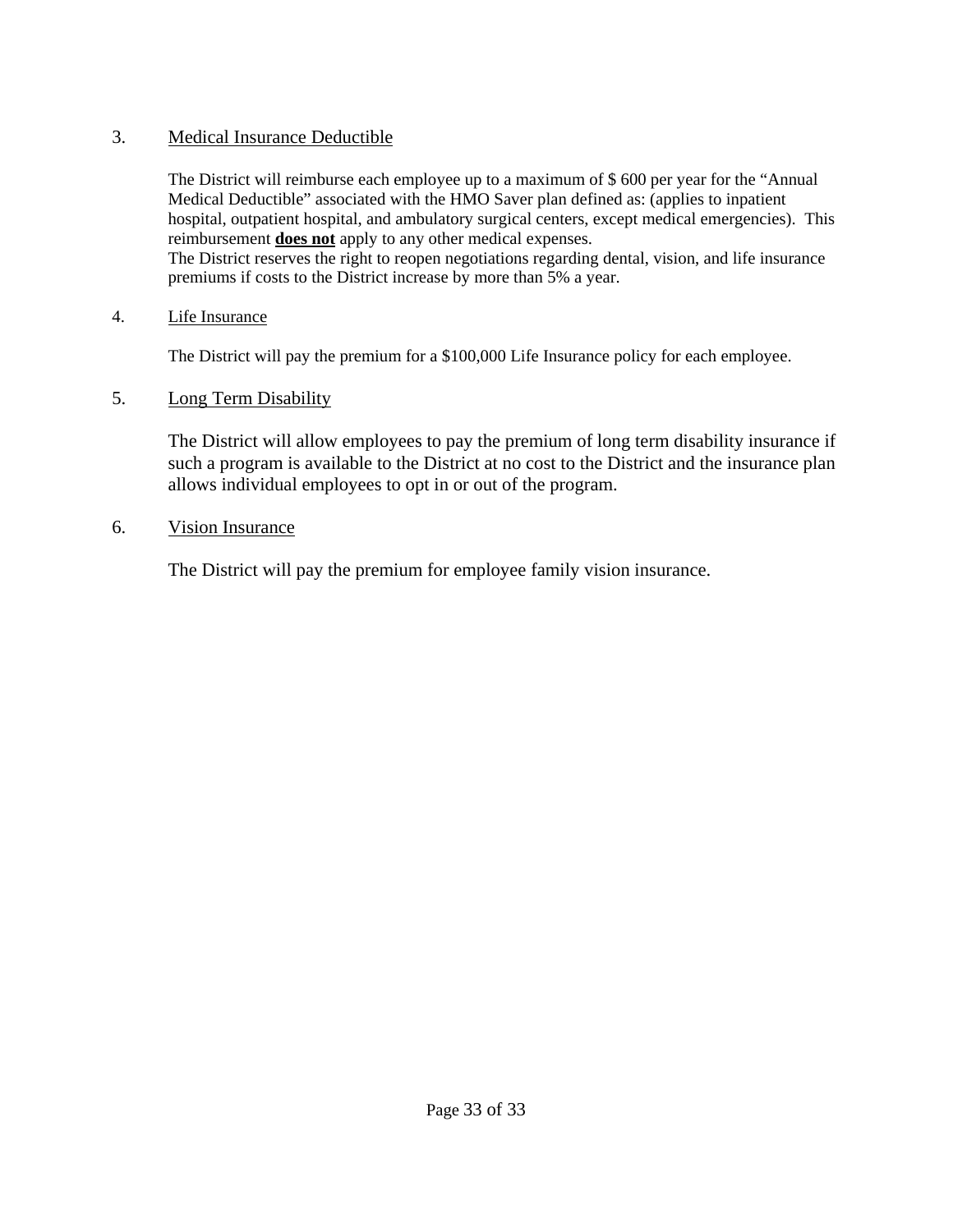3. Medical Insurance Deductible

The District will reimburse each employee up to a maximum of $ 600 per year for the "Annual Medical Deductible" associated with the HMO Saver plan defined as: (applies to inpatient hospital, outpatient hospital, and ambulatory surgical centers, except medical emergencies). This reimbursement **does not** apply to any other medical expenses.
The District reserves the right to reopen negotiations regarding dental, vision, and life insurance premiums if costs to the District increase by more than 5% a year.

4. Life Insurance

The District will pay the premium for a $100,000 Life Insurance policy for each employee.

5. Long Term Disability

The District will allow employees to pay the premium of long term disability insurance if such a program is available to the District at no cost to the District and the insurance plan allows individual employees to opt in or out of the program.

6. Vision Insurance

The District will pay the premium for employee family vision insurance.